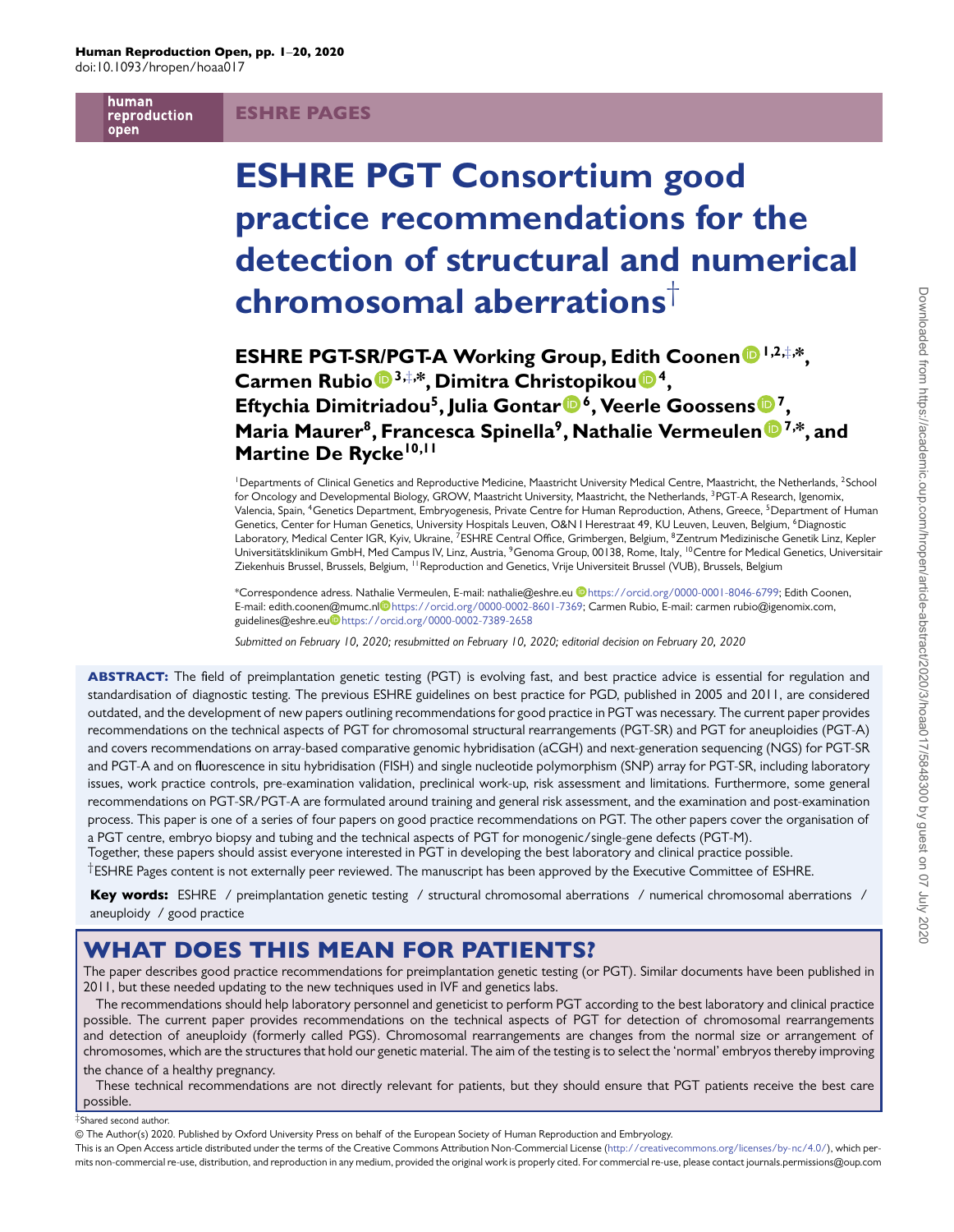# ESHRE PGT Consortium good practice recommendations for the detection of structural and numerical chromosomal aberrations[†]

**ESHRE PGT-SR/PGT-A Working Group, Edith Coonen[1,2,‡,*], Carmen Rubio[3,‡,*], Dimitra Christopikou[4], Eftychia Dimitriadou[5], Julia Gontar[6], Veerle Goossens[7], Maria Maurer[8], Francesca Spinella[9], Nathalie Vermeulen[7,*], and Martine De Rycke[10,11]**

[1]Departments of Clinical Genetics and Reproductive Medicine, Maastricht University Medical Centre, Maastricht, the Netherlands, [2]School for Oncology and Developmental Biology, GROW, Maastricht University, Maastricht, the Netherlands, [3]PGT-A Research, Igenomix, Valencia, Spain, [4]Genetics Department, Embryogenesis, Private Centre for Human Reproduction, Athens, Greece, [5]Department of Human Genetics, Center for Human Genetics, University Hospitals Leuven, O&N I Herestraat 49, KU Leuven, Leuven, Belgium, [6]Diagnostic Laboratory, Medical Center IGR, Kyiv, Ukraine, [7]ESHRE Central Office, Grimbergen, Belgium, [8]Zentrum Medizinische Genetik Linz, Kepler Universitätsklinikum GmbH, Med Campus IV, Linz, Austria, [9]Genoma Group, 00138, Rome, Italy, [10]Centre for Medical Genetics, Universitair Ziekenhuis Brussel, Brussels, Belgium, [11]Reproduction and Genetics, Vrije Universiteit Brussel (VUB), Brussels, Belgium

*Correspondence adress. Nathalie Vermeulen, E-mail: nathalie@eshre.eu https://orcid.org/0000-0001-8046-6799; Edith Coonen, E-mail: edith.coonen@mumc.nl https://orcid.org/0000-0002-8601-7369; Carmen Rubio, E-mail: carmen rubio@igenomix.com, guidelines@eshre.eu https://orcid.org/0000-0002-7389-2658

*Submitted on February 10, 2020; resubmitted on February 10, 2020; editorial decision on February 20, 2020*

**ABSTRACT:** The field of preimplantation genetic testing (PGT) is evolving fast, and best practice advice is essential for regulation and standardisation of diagnostic testing. The previous ESHRE guidelines on best practice for PGD, published in 2005 and 2011, are considered outdated, and the development of new papers outlining recommendations for good practice in PGT was necessary. The current paper provides recommendations on the technical aspects of PGT for chromosomal structural rearrangements (PGT-SR) and PGT for aneuploidies (PGT-A) and covers recommendations on array-based comparative genomic hybridisation (aCGH) and next-generation sequencing (NGS) for PGT-SR and PGT-A and on fluorescence in situ hybridisation (FISH) and single nucleotide polymorphism (SNP) array for PGT-SR, including laboratory issues, work practice controls, pre-examination validation, preclinical work-up, risk assessment and limitations. Furthermore, some general recommendations on PGT-SR/PGT-A are formulated around training and general risk assessment, and the examination and post-examination process. This paper is one of a series of four papers on good practice recommendations on PGT. The other papers cover the organisation of a PGT centre, embryo biopsy and tubing and the technical aspects of PGT for monogenic/single-gene defects (PGT-M).
Together, these papers should assist everyone interested in PGT in developing the best laboratory and clinical practice possible.

[†]ESHRE Pages content is not externally peer reviewed. The manuscript has been approved by the Executive Committee of ESHRE.

**Key words:** ESHRE / preimplantation genetic testing / structural chromosomal aberrations / numerical chromosomal aberrations / aneuploidy / good practice

## WHAT DOES THIS MEAN FOR PATIENTS?

The paper describes good practice recommendations for preimplantation genetic testing (or PGT). Similar documents have been published in 2011, but these needed updating to the new techniques used in IVF and genetics labs.

The recommendations should help laboratory personnel and geneticist to perform PGT according to the best laboratory and clinical practice possible. The current paper provides recommendations on the technical aspects of PGT for detection of chromosomal rearrangements and detection of aneuploidy (formerly called PGS). Chromosomal rearrangements are changes from the normal size or arrangement of chromosomes, which are the structures that hold our genetic material. The aim of the testing is to select the 'normal' embryos thereby improving the chance of a healthy pregnancy.

These technical recommendations are not directly relevant for patients, but they should ensure that PGT patients receive the best care possible.

[‡]Shared second author.

© The Author(s) 2020. Published by Oxford University Press on behalf of the European Society of Human Reproduction and Embryology.
This is an Open Access article distributed under the terms of the Creative Commons Attribution Non-Commercial License (http://creativecommons.org/licenses/by-nc/4.0/), which permits non-commercial re-use, distribution, and reproduction in any medium, provided the original work is properly cited. For commercial re-use, please contact journals.permissions@oup.com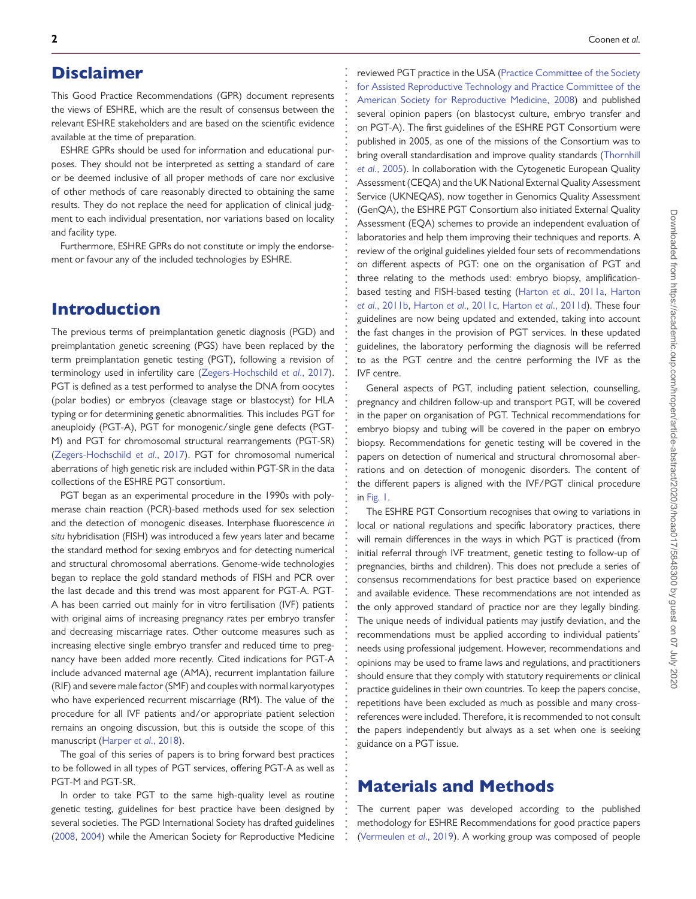## Disclaimer

This Good Practice Recommendations (GPR) document represents the views of ESHRE, which are the result of consensus between the relevant ESHRE stakeholders and are based on the scientific evidence available at the time of preparation.

ESHRE GPRs should be used for information and educational purposes. They should not be interpreted as setting a standard of care or be deemed inclusive of all proper methods of care nor exclusive of other methods of care reasonably directed to obtaining the same results. They do not replace the need for application of clinical judgment to each individual presentation, nor variations based on locality and facility type.

Furthermore, ESHRE GPRs do not constitute or imply the endorsement or favour any of the included technologies by ESHRE.

## Introduction

The previous terms of preimplantation genetic diagnosis (PGD) and preimplantation genetic screening (PGS) have been replaced by the term preimplantation genetic testing (PGT), following a revision of terminology used in infertility care (Zegers-Hochschild *et al*., 2017). PGT is defined as a test performed to analyse the DNA from oocytes (polar bodies) or embryos (cleavage stage or blastocyst) for HLA typing or for determining genetic abnormalities. This includes PGT for aneuploidy (PGT-A), PGT for monogenic/single gene defects (PGT-M) and PGT for chromosomal structural rearrangements (PGT-SR) (Zegers-Hochschild *et al*., 2017). PGT for chromosomal numerical aberrations of high genetic risk are included within PGT-SR in the data collections of the ESHRE PGT consortium.

PGT began as an experimental procedure in the 1990s with polymerase chain reaction (PCR)-based methods used for sex selection and the detection of monogenic diseases. Interphase fluorescence *in situ* hybridisation (FISH) was introduced a few years later and became the standard method for sexing embryos and for detecting numerical and structural chromosomal aberrations. Genome-wide technologies began to replace the gold standard methods of FISH and PCR over the last decade and this trend was most apparent for PGT-A. PGT-A has been carried out mainly for in vitro fertilisation (IVF) patients with original aims of increasing pregnancy rates per embryo transfer and decreasing miscarriage rates. Other outcome measures such as increasing elective single embryo transfer and reduced time to pregnancy have been added more recently. Cited indications for PGT-A include advanced maternal age (AMA), recurrent implantation failure (RIF) and severe male factor (SMF) and couples with normal karyotypes who have experienced recurrent miscarriage (RM). The value of the procedure for all IVF patients and/or appropriate patient selection remains an ongoing discussion, but this is outside the scope of this manuscript (Harper *et al*., 2018).

The goal of this series of papers is to bring forward best practices to be followed in all types of PGT services, offering PGT-A as well as PGT-M and PGT-SR.

In order to take PGT to the same high-quality level as routine genetic testing, guidelines for best practice have been designed by several societies. The PGD International Society has drafted guidelines (2008, 2004) while the American Society for Reproductive Medicine reviewed PGT practice in the USA (Practice Committee of the Society for Assisted Reproductive Technology and Practice Committee of the American Society for Reproductive Medicine, 2008) and published several opinion papers (on blastocyst culture, embryo transfer and on PGT-A). The first guidelines of the ESHRE PGT Consortium were published in 2005, as one of the missions of the Consortium was to bring overall standardisation and improve quality standards (Thornhill *et al*., 2005). In collaboration with the Cytogenetic European Quality Assessment (CEQA) and the UK National External Quality Assessment Service (UKNEQAS), now together in Genomics Quality Assessment (GenQA), the ESHRE PGT Consortium also initiated External Quality Assessment (EQA) schemes to provide an independent evaluation of laboratories and help them improving their techniques and reports. A review of the original guidelines yielded four sets of recommendations on different aspects of PGT: one on the organisation of PGT and three relating to the methods used: embryo biopsy, amplification-based testing and FISH-based testing (Harton *et al*., 2011a, Harton *et al*., 2011b, Harton *et al*., 2011c, Harton *et al*., 2011d). These four guidelines are now being updated and extended, taking into account the fast changes in the provision of PGT services. In these updated guidelines, the laboratory performing the diagnosis will be referred to as the PGT centre and the centre performing the IVF as the IVF centre.

General aspects of PGT, including patient selection, counselling, pregnancy and children follow-up and transport PGT, will be covered in the paper on organisation of PGT. Technical recommendations for embryo biopsy and tubing will be covered in the paper on embryo biopsy. Recommendations for genetic testing will be covered in the papers on detection of numerical and structural chromosomal aberrations and on detection of monogenic disorders. The content of the different papers is aligned with the IVF/PGT clinical procedure in Fig. 1.

The ESHRE PGT Consortium recognises that owing to variations in local or national regulations and specific laboratory practices, there will remain differences in the ways in which PGT is practiced (from initial referral through IVF treatment, genetic testing to follow-up of pregnancies, births and children). This does not preclude a series of consensus recommendations for best practice based on experience and available evidence. These recommendations are not intended as the only approved standard of practice nor are they legally binding. The unique needs of individual patients may justify deviation, and the recommendations must be applied according to individual patients' needs using professional judgement. However, recommendations and opinions may be used to frame laws and regulations, and practitioners should ensure that they comply with statutory requirements or clinical practice guidelines in their own countries. To keep the papers concise, repetitions have been excluded as much as possible and many cross-references were included. Therefore, it is recommended to not consult the papers independently but always as a set when one is seeking guidance on a PGT issue.

## Materials and Methods

The current paper was developed according to the published methodology for ESHRE Recommendations for good practice papers (Vermeulen *et al*., 2019). A working group was composed of people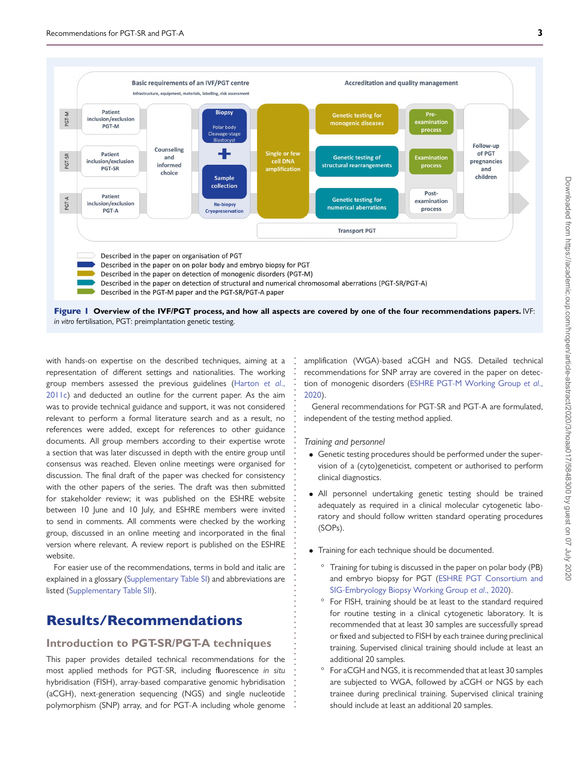**Figure 1 Overview of the IVF/PGT process, and how all aspects are covered by one of the four recommendations papers.** IVF: *in vitro* fertilisation, PGT: preimplantation genetic testing.

with hands-on expertise on the described techniques, aiming at a representation of different settings and nationalities. The working group members assessed the previous guidelines (Harton *et al.*, 2011c) and deducted an outline for the current paper. As the aim was to provide technical guidance and support, it was not considered relevant to perform a formal literature search and as a result, no references were added, except for references to other guidance documents. All group members according to their expertise wrote a section that was later discussed in depth with the entire group until consensus was reached. Eleven online meetings were organised for discussion. The final draft of the paper was checked for consistency with the other papers of the series. The draft was then submitted for stakeholder review; it was published on the ESHRE website between 10 June and 10 July, and ESHRE members were invited to send in comments. All comments were checked by the working group, discussed in an online meeting and incorporated in the final version where relevant. A review report is published on the ESHRE website.

For easier use of the recommendations, terms in bold and italic are explained in a glossary (Supplementary Table SI) and abbreviations are listed (Supplementary Table SII).

# Results/Recommendations

## Introduction to PGT-SR/PGT-A techniques

This paper provides detailed technical recommendations for the most applied methods for PGT-SR, including fluorescence *in situ* hybridisation (FISH), array-based comparative genomic hybridisation (aCGH), next-generation sequencing (NGS) and single nucleotide polymorphism (SNP) array, and for PGT-A including whole genome amplification (WGA)-based aCGH and NGS. Detailed technical recommendations for SNP array are covered in the paper on detection of monogenic disorders (ESHRE PGT-M Working Group *et al.*, 2020).

General recommendations for PGT-SR and PGT-A are formulated, independent of the testing method applied.

### *Training and personnel*

- Genetic testing procedures should be performed under the supervision of a (cyto)geneticist, competent or authorised to perform clinical diagnostics.
- All personnel undertaking genetic testing should be trained adequately as required in a clinical molecular cytogenetic laboratory and should follow written standard operating procedures (SOPs).
- Training for each technique should be documented.
  - Training for tubing is discussed in the paper on polar body (PB) and embryo biopsy for PGT (ESHRE PGT Consortium and SIG-Embryology Biopsy Working Group *et al.*, 2020).
  - For FISH, training should be at least to the standard required for routine testing in a clinical cytogenetic laboratory. It is recommended that at least 30 samples are successfully spread or fixed and subjected to FISH by each trainee during preclinical training. Supervised clinical training should include at least an additional 20 samples.
  - For aCGH and NGS, it is recommended that at least 30 samples are subjected to WGA, followed by aCGH or NGS by each trainee during preclinical training. Supervised clinical training should include at least an additional 20 samples.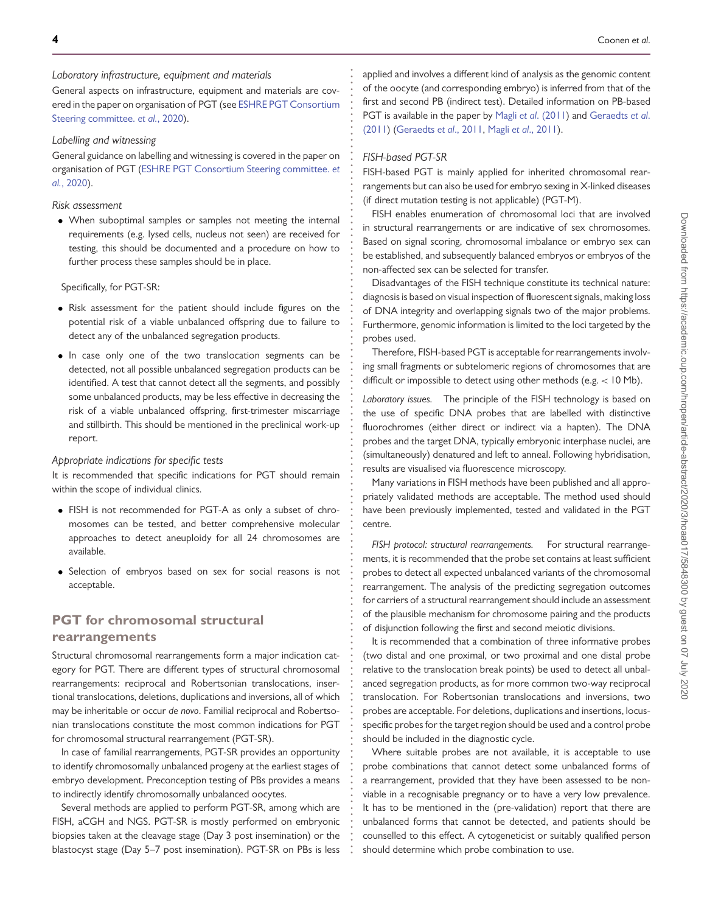*Laboratory infrastructure, equipment and materials*

General aspects on infrastructure, equipment and materials are covered in the paper on organisation of PGT (see ESHRE PGT Consortium Steering committee. *et al.*, 2020).

*Labelling and witnessing*

General guidance on labelling and witnessing is covered in the paper on organisation of PGT (ESHRE PGT Consortium Steering committee. *et al.*, 2020).

*Risk assessment*

- When suboptimal samples or samples not meeting the internal requirements (e.g. lysed cells, nucleus not seen) are received for testing, this should be documented and a procedure on how to further process these samples should be in place.

Specifically, for PGT-SR:

- Risk assessment for the patient should include figures on the potential risk of a viable unbalanced offspring due to failure to detect any of the unbalanced segregation products.
- In case only one of the two translocation segments can be detected, not all possible unbalanced segregation products can be identified. A test that cannot detect all the segments, and possibly some unbalanced products, may be less effective in decreasing the risk of a viable unbalanced offspring, first-trimester miscarriage and stillbirth. This should be mentioned in the preclinical work-up report.

*Appropriate indications for specific tests*

It is recommended that specific indications for PGT should remain within the scope of individual clinics.

- FISH is not recommended for PGT-A as only a subset of chromosomes can be tested, and better comprehensive molecular approaches to detect aneuploidy for all 24 chromosomes are available.
- Selection of embryos based on sex for social reasons is not acceptable.

## PGT for chromosomal structural rearrangements

Structural chromosomal rearrangements form a major indication category for PGT. There are different types of structural chromosomal rearrangements: reciprocal and Robertsonian translocations, insertional translocations, deletions, duplications and inversions, all of which may be inheritable or occur *de novo*. Familial reciprocal and Robertsonian translocations constitute the most common indications for PGT for chromosomal structural rearrangement (PGT-SR).

In case of familial rearrangements, PGT-SR provides an opportunity to identify chromosomally unbalanced progeny at the earliest stages of embryo development. Preconception testing of PBs provides a means to indirectly identify chromosomally unbalanced oocytes.

Several methods are applied to perform PGT-SR, among which are FISH, aCGH and NGS. PGT-SR is mostly performed on embryonic biopsies taken at the cleavage stage (Day 3 post insemination) or the blastocyst stage (Day 5–7 post insemination). PGT-SR on PBs is less applied and involves a different kind of analysis as the genomic content of the oocyte (and corresponding embryo) is inferred from that of the first and second PB (indirect test). Detailed information on PB-based PGT is available in the paper by Magli *et al.* (2011) and Geraedts *et al.* (2011) (Geraedts *et al.*, 2011, Magli *et al.*, 2011).

*FISH-based PGT-SR*

FISH-based PGT is mainly applied for inherited chromosomal rearrangements but can also be used for embryo sexing in X-linked diseases (if direct mutation testing is not applicable) (PGT-M).

FISH enables enumeration of chromosomal loci that are involved in structural rearrangements or are indicative of sex chromosomes. Based on signal scoring, chromosomal imbalance or embryo sex can be established, and subsequently balanced embryos or embryos of the non-affected sex can be selected for transfer.

Disadvantages of the FISH technique constitute its technical nature: diagnosis is based on visual inspection of fluorescent signals, making loss of DNA integrity and overlapping signals two of the major problems. Furthermore, genomic information is limited to the loci targeted by the probes used.

Therefore, FISH-based PGT is acceptable for rearrangements involving small fragments or subtelomeric regions of chromosomes that are difficult or impossible to detect using other methods (e.g. $< 10$ Mb).

*Laboratory issues.* The principle of the FISH technology is based on the use of specific DNA probes that are labelled with distinctive fluorochromes (either direct or indirect via a hapten). The DNA probes and the target DNA, typically embryonic interphase nuclei, are (simultaneously) denatured and left to anneal. Following hybridisation, results are visualised via fluorescence microscopy.

Many variations in FISH methods have been published and all appropriately validated methods are acceptable. The method used should have been previously implemented, tested and validated in the PGT centre.

*FISH protocol: structural rearrangements.* For structural rearrangements, it is recommended that the probe set contains at least sufficient probes to detect all expected unbalanced variants of the chromosomal rearrangement. The analysis of the predicting segregation outcomes for carriers of a structural rearrangement should include an assessment of the plausible mechanism for chromosome pairing and the products of disjunction following the first and second meiotic divisions.

It is recommended that a combination of three informative probes (two distal and one proximal, or two proximal and one distal probe relative to the translocation break points) be used to detect all unbalanced segregation products, as for more common two-way reciprocal translocation. For Robertsonian translocations and inversions, two probes are acceptable. For deletions, duplications and insertions, locus-specific probes for the target region should be used and a control probe should be included in the diagnostic cycle.

Where suitable probes are not available, it is acceptable to use probe combinations that cannot detect some unbalanced forms of a rearrangement, provided that they have been assessed to be non-viable in a recognisable pregnancy or to have a very low prevalence. It has to be mentioned in the (pre-validation) report that there are unbalanced forms that cannot be detected, and patients should be counselled to this effect. A cytogeneticist or suitably qualified person should determine which probe combination to use.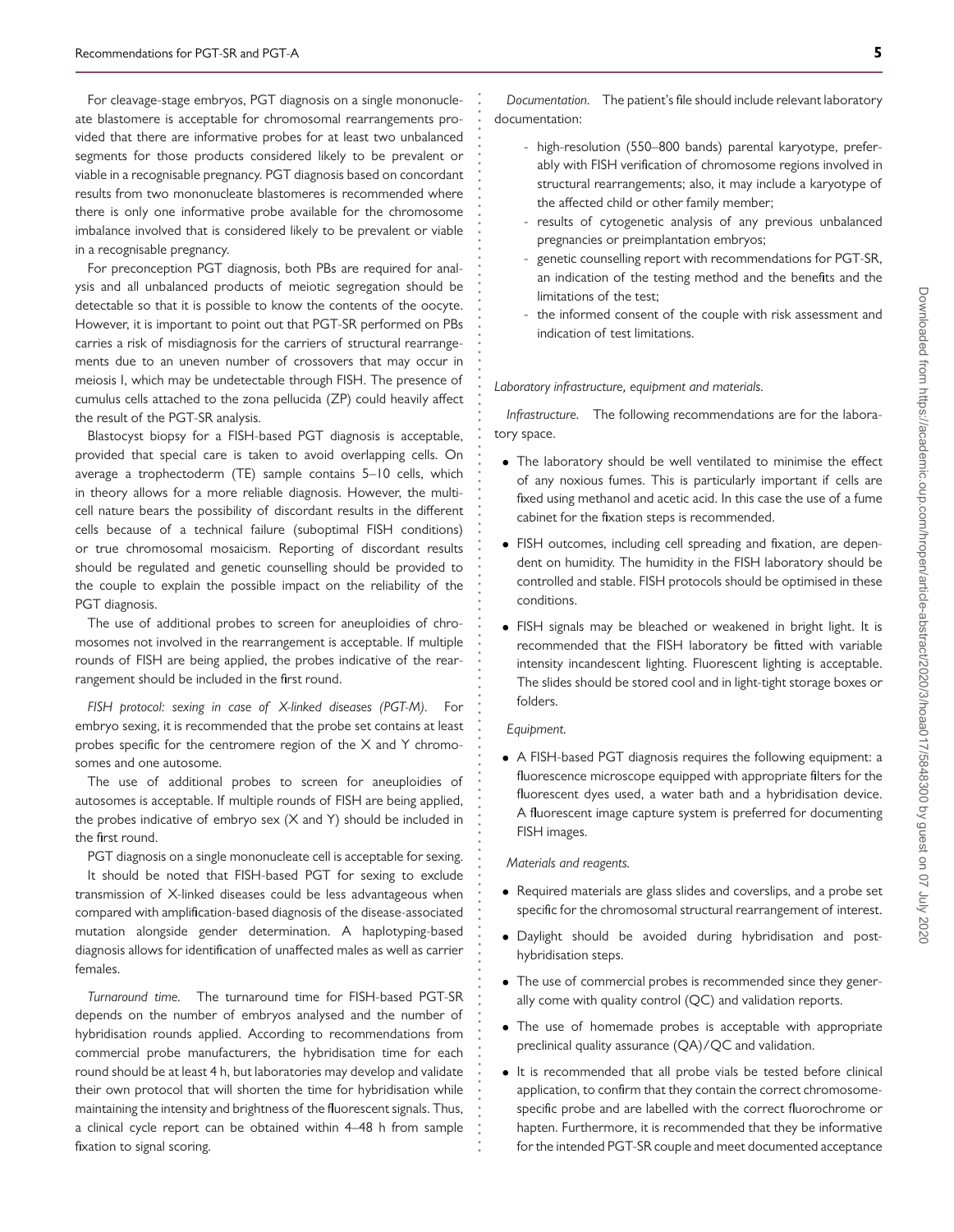For cleavage-stage embryos, PGT diagnosis on a single mononucleate blastomere is acceptable for chromosomal rearrangements provided that there are informative probes for at least two unbalanced segments for those products considered likely to be prevalent or viable in a recognisable pregnancy. PGT diagnosis based on concordant results from two mononucleate blastomeres is recommended where there is only one informative probe available for the chromosome imbalance involved that is considered likely to be prevalent or viable in a recognisable pregnancy.

For preconception PGT diagnosis, both PBs are required for analysis and all unbalanced products of meiotic segregation should be detectable so that it is possible to know the contents of the oocyte. However, it is important to point out that PGT-SR performed on PBs carries a risk of misdiagnosis for the carriers of structural rearrangements due to an uneven number of crossovers that may occur in meiosis I, which may be undetectable through FISH. The presence of cumulus cells attached to the zona pellucida (ZP) could heavily affect the result of the PGT-SR analysis.

Blastocyst biopsy for a FISH-based PGT diagnosis is acceptable, provided that special care is taken to avoid overlapping cells. On average a trophectoderm (TE) sample contains 5–10 cells, which in theory allows for a more reliable diagnosis. However, the multicell nature bears the possibility of discordant results in the different cells because of a technical failure (suboptimal FISH conditions) or true chromosomal mosaicism. Reporting of discordant results should be regulated and genetic counselling should be provided to the couple to explain the possible impact on the reliability of the PGT diagnosis.

The use of additional probes to screen for aneuploidies of chromosomes not involved in the rearrangement is acceptable. If multiple rounds of FISH are being applied, the probes indicative of the rearrangement should be included in the first round.

*FISH protocol: sexing in case of X-linked diseases (PGT-M).* For embryo sexing, it is recommended that the probe set contains at least probes specific for the centromere region of the X and Y chromosomes and one autosome.

The use of additional probes to screen for aneuploidies of autosomes is acceptable. If multiple rounds of FISH are being applied, the probes indicative of embryo sex (X and Y) should be included in the first round.

PGT diagnosis on a single mononucleate cell is acceptable for sexing.

It should be noted that FISH-based PGT for sexing to exclude transmission of X-linked diseases could be less advantageous when compared with amplification-based diagnosis of the disease-associated mutation alongside gender determination. A haplotyping-based diagnosis allows for identification of unaffected males as well as carrier females.

*Turnaround time.* The turnaround time for FISH-based PGT-SR depends on the number of embryos analysed and the number of hybridisation rounds applied. According to recommendations from commercial probe manufacturers, the hybridisation time for each round should be at least 4 h, but laboratories may develop and validate their own protocol that will shorten the time for hybridisation while maintaining the intensity and brightness of the fluorescent signals. Thus, a clinical cycle report can be obtained within 4–48 h from sample fixation to signal scoring.

*Documentation.* The patient's file should include relevant laboratory documentation:

- high-resolution (550–800 bands) parental karyotype, preferably with FISH verification of chromosome regions involved in structural rearrangements; also, it may include a karyotype of the affected child or other family member;
- results of cytogenetic analysis of any previous unbalanced pregnancies or preimplantation embryos;
- genetic counselling report with recommendations for PGT-SR, an indication of the testing method and the benefits and the limitations of the test;
- the informed consent of the couple with risk assessment and indication of test limitations.

*Laboratory infrastructure, equipment and materials.*

*Infrastructure.* The following recommendations are for the laboratory space.

- The laboratory should be well ventilated to minimise the effect of any noxious fumes. This is particularly important if cells are fixed using methanol and acetic acid. In this case the use of a fume cabinet for the fixation steps is recommended.
- FISH outcomes, including cell spreading and fixation, are dependent on humidity. The humidity in the FISH laboratory should be controlled and stable. FISH protocols should be optimised in these conditions.
- FISH signals may be bleached or weakened in bright light. It is recommended that the FISH laboratory be fitted with variable intensity incandescent lighting. Fluorescent lighting is acceptable. The slides should be stored cool and in light-tight storage boxes or folders.

*Equipment.*

- A FISH-based PGT diagnosis requires the following equipment: a fluorescence microscope equipped with appropriate filters for the fluorescent dyes used, a water bath and a hybridisation device. A fluorescent image capture system is preferred for documenting FISH images.

*Materials and reagents.*

- Required materials are glass slides and coverslips, and a probe set specific for the chromosomal structural rearrangement of interest.
- Daylight should be avoided during hybridisation and post-hybridisation steps.
- The use of commercial probes is recommended since they generally come with quality control (QC) and validation reports.
- The use of homemade probes is acceptable with appropriate preclinical quality assurance (QA)/QC and validation.
- It is recommended that all probe vials be tested before clinical application, to confirm that they contain the correct chromosome-specific probe and are labelled with the correct fluorochrome or hapten. Furthermore, it is recommended that they be informative for the intended PGT-SR couple and meet documented acceptance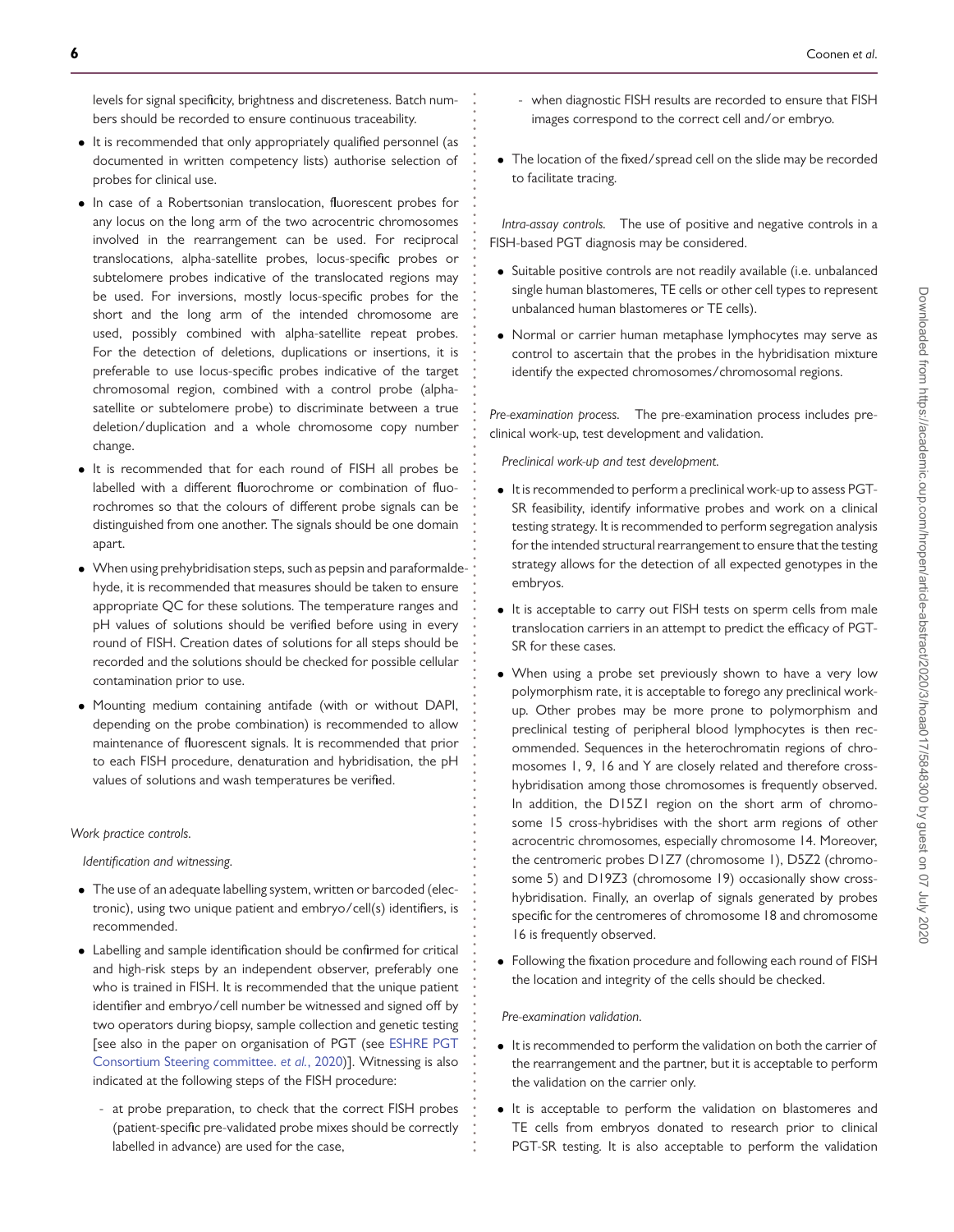levels for signal specificity, brightness and discreteness. Batch numbers should be recorded to ensure continuous traceability.

- It is recommended that only appropriately qualified personnel (as documented in written competency lists) authorise selection of probes for clinical use.
- In case of a Robertsonian translocation, fluorescent probes for any locus on the long arm of the two acrocentric chromosomes involved in the rearrangement can be used. For reciprocal translocations, alpha-satellite probes, locus-specific probes or subtelomere probes indicative of the translocated regions may be used. For inversions, mostly locus-specific probes for the short and the long arm of the intended chromosome are used, possibly combined with alpha-satellite repeat probes. For the detection of deletions, duplications or insertions, it is preferable to use locus-specific probes indicative of the target chromosomal region, combined with a control probe (alpha-satellite or subtelomere probe) to discriminate between a true deletion/duplication and a whole chromosome copy number change.
- It is recommended that for each round of FISH all probes be labelled with a different fluorochrome or combination of fluorochromes so that the colours of different probe signals can be distinguished from one another. The signals should be one domain apart.
- When using prehybridisation steps, such as pepsin and paraformaldehyde, it is recommended that measures should be taken to ensure appropriate QC for these solutions. The temperature ranges and pH values of solutions should be verified before using in every round of FISH. Creation dates of solutions for all steps should be recorded and the solutions should be checked for possible cellular contamination prior to use.
- Mounting medium containing antifade (with or without DAPI, depending on the probe combination) is recommended to allow maintenance of fluorescent signals. It is recommended that prior to each FISH procedure, denaturation and hybridisation, the pH values of solutions and wash temperatures be verified.

*Work practice controls.*

*Identification and witnessing.*

- The use of an adequate labelling system, written or barcoded (electronic), using two unique patient and embryo/cell(s) identifiers, is recommended.
- Labelling and sample identification should be confirmed for critical and high-risk steps by an independent observer, preferably one who is trained in FISH. It is recommended that the unique patient identifier and embryo/cell number be witnessed and signed off by two operators during biopsy, sample collection and genetic testing [see also in the paper on organisation of PGT (see ESHRE PGT Consortium Steering committee. *et al.*, 2020)]. Witnessing is also indicated at the following steps of the FISH procedure:
  - at probe preparation, to check that the correct FISH probes (patient-specific pre-validated probe mixes should be correctly labelled in advance) are used for the case,
  - when diagnostic FISH results are recorded to ensure that FISH images correspond to the correct cell and/or embryo.
- The location of the fixed/spread cell on the slide may be recorded to facilitate tracing.

*Intra-assay controls.* The use of positive and negative controls in a FISH-based PGT diagnosis may be considered.

- Suitable positive controls are not readily available (i.e. unbalanced single human blastomeres, TE cells or other cell types to represent unbalanced human blastomeres or TE cells).
- Normal or carrier human metaphase lymphocytes may serve as control to ascertain that the probes in the hybridisation mixture identify the expected chromosomes/chromosomal regions.

*Pre-examination process.* The pre-examination process includes preclinical work-up, test development and validation.

*Preclinical work-up and test development.*

- It is recommended to perform a preclinical work-up to assess PGT-SR feasibility, identify informative probes and work on a clinical testing strategy. It is recommended to perform segregation analysis for the intended structural rearrangement to ensure that the testing strategy allows for the detection of all expected genotypes in the embryos.
- It is acceptable to carry out FISH tests on sperm cells from male translocation carriers in an attempt to predict the efficacy of PGT-SR for these cases.
- When using a probe set previously shown to have a very low polymorphism rate, it is acceptable to forego any preclinical work-up. Other probes may be more prone to polymorphism and preclinical testing of peripheral blood lymphocytes is then recommended. Sequences in the heterochromatin regions of chromosomes 1, 9, 16 and Y are closely related and therefore cross-hybridisation among those chromosomes is frequently observed. In addition, the D15Z1 region on the short arm of chromosome 15 cross-hybridises with the short arm regions of other acrocentric chromosomes, especially chromosome 14. Moreover, the centromeric probes D1Z7 (chromosome 1), D5Z2 (chromosome 5) and D19Z3 (chromosome 19) occasionally show cross-hybridisation. Finally, an overlap of signals generated by probes specific for the centromeres of chromosome 18 and chromosome 16 is frequently observed.
- Following the fixation procedure and following each round of FISH the location and integrity of the cells should be checked.

*Pre-examination validation.*

- It is recommended to perform the validation on both the carrier of the rearrangement and the partner, but it is acceptable to perform the validation on the carrier only.
- It is acceptable to perform the validation on blastomeres and TE cells from embryos donated to research prior to clinical PGT-SR testing. It is also acceptable to perform the validation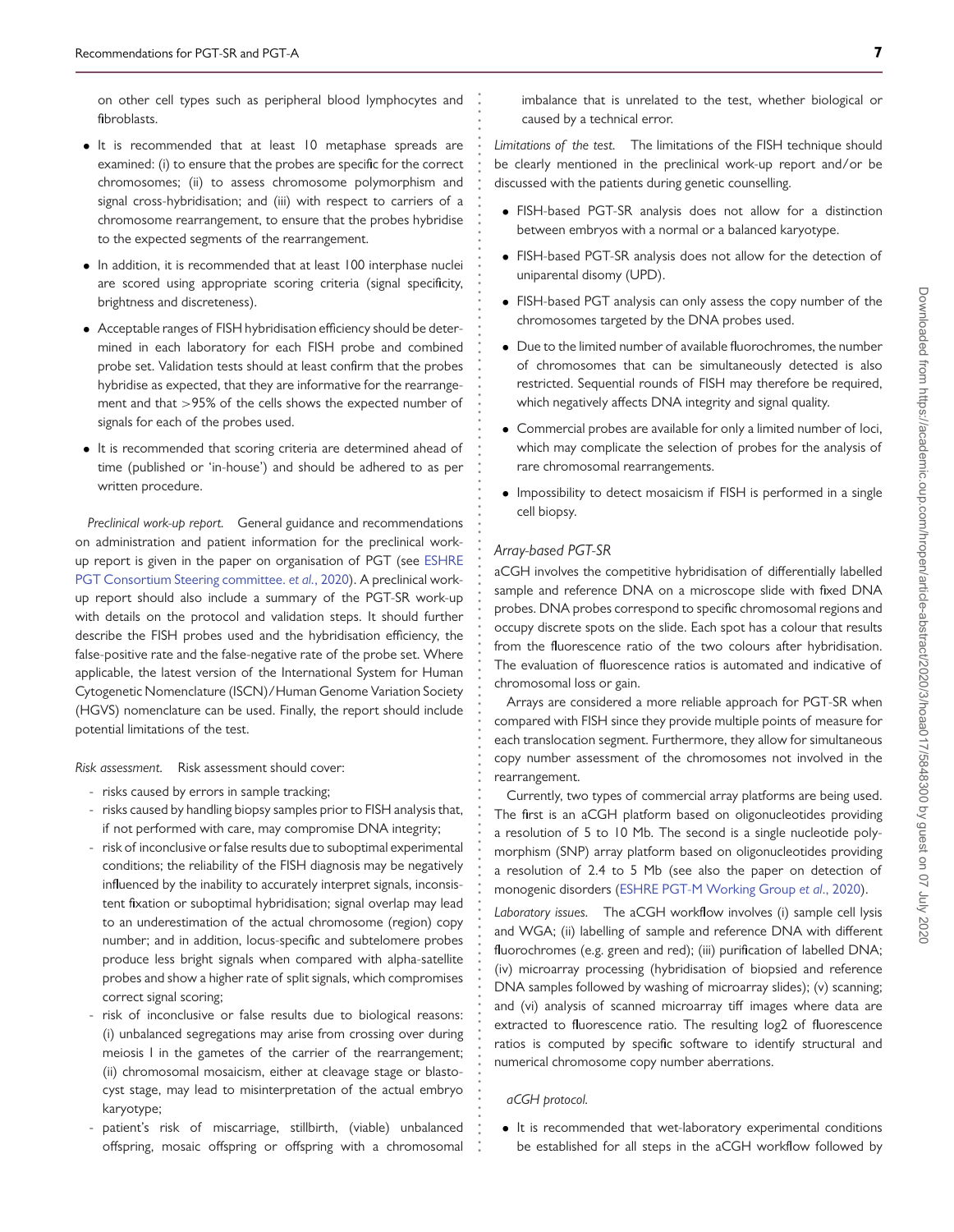on other cell types such as peripheral blood lymphocytes and fibroblasts.

- It is recommended that at least 10 metaphase spreads are examined: (i) to ensure that the probes are specific for the correct chromosomes; (ii) to assess chromosome polymorphism and signal cross-hybridisation; and (iii) with respect to carriers of a chromosome rearrangement, to ensure that the probes hybridise to the expected segments of the rearrangement.
- In addition, it is recommended that at least 100 interphase nuclei are scored using appropriate scoring criteria (signal specificity, brightness and discreteness).
- Acceptable ranges of FISH hybridisation efficiency should be determined in each laboratory for each FISH probe and combined probe set. Validation tests should at least confirm that the probes hybridise as expected, that they are informative for the rearrangement and that >95% of the cells shows the expected number of signals for each of the probes used.
- It is recommended that scoring criteria are determined ahead of time (published or 'in-house') and should be adhered to as per written procedure.

*Preclinical work-up report.* General guidance and recommendations on administration and patient information for the preclinical work-up report is given in the paper on organisation of PGT (see ESHRE PGT Consortium Steering committee. *et al.*, 2020). A preclinical work-up report should also include a summary of the PGT-SR work-up with details on the protocol and validation steps. It should further describe the FISH probes used and the hybridisation efficiency, the false-positive rate and the false-negative rate of the probe set. Where applicable, the latest version of the International System for Human Cytogenetic Nomenclature (ISCN)/Human Genome Variation Society (HGVS) nomenclature can be used. Finally, the report should include potential limitations of the test.

*Risk assessment.* Risk assessment should cover:

- risks caused by errors in sample tracking;
- risks caused by handling biopsy samples prior to FISH analysis that, if not performed with care, may compromise DNA integrity;
- risk of inconclusive or false results due to suboptimal experimental conditions; the reliability of the FISH diagnosis may be negatively influenced by the inability to accurately interpret signals, inconsistent fixation or suboptimal hybridisation; signal overlap may lead to an underestimation of the actual chromosome (region) copy number; and in addition, locus-specific and subtelomere probes produce less bright signals when compared with alpha-satellite probes and show a higher rate of split signals, which compromises correct signal scoring;
- risk of inconclusive or false results due to biological reasons: (i) unbalanced segregations may arise from crossing over during meiosis I in the gametes of the carrier of the rearrangement; (ii) chromosomal mosaicism, either at cleavage stage or blastocyst stage, may lead to misinterpretation of the actual embryo karyotype;
- patient's risk of miscarriage, stillbirth, (viable) unbalanced offspring, mosaic offspring or offspring with a chromosomal imbalance that is unrelated to the test, whether biological or caused by a technical error.

*Limitations of the test.* The limitations of the FISH technique should be clearly mentioned in the preclinical work-up report and/or be discussed with the patients during genetic counselling.

- FISH-based PGT-SR analysis does not allow for a distinction between embryos with a normal or a balanced karyotype.
- FISH-based PGT-SR analysis does not allow for the detection of uniparental disomy (UPD).
- FISH-based PGT analysis can only assess the copy number of the chromosomes targeted by the DNA probes used.
- Due to the limited number of available fluorochromes, the number of chromosomes that can be simultaneously detected is also restricted. Sequential rounds of FISH may therefore be required, which negatively affects DNA integrity and signal quality.
- Commercial probes are available for only a limited number of loci, which may complicate the selection of probes for the analysis of rare chromosomal rearrangements.
- Impossibility to detect mosaicism if FISH is performed in a single cell biopsy.

### *Array-based PGT-SR*

aCGH involves the competitive hybridisation of differentially labelled sample and reference DNA on a microscope slide with fixed DNA probes. DNA probes correspond to specific chromosomal regions and occupy discrete spots on the slide. Each spot has a colour that results from the fluorescence ratio of the two colours after hybridisation. The evaluation of fluorescence ratios is automated and indicative of chromosomal loss or gain.

Arrays are considered a more reliable approach for PGT-SR when compared with FISH since they provide multiple points of measure for each translocation segment. Furthermore, they allow for simultaneous copy number assessment of the chromosomes not involved in the rearrangement.

Currently, two types of commercial array platforms are being used. The first is an aCGH platform based on oligonucleotides providing a resolution of 5 to 10 Mb. The second is a single nucleotide polymorphism (SNP) array platform based on oligonucleotides providing a resolution of 2.4 to 5 Mb (see also the paper on detection of monogenic disorders (ESHRE PGT-M Working Group *et al.*, 2020).

*Laboratory issues.* The aCGH workflow involves (i) sample cell lysis and WGA; (ii) labelling of sample and reference DNA with different fluorochromes (e.g. green and red); (iii) purification of labelled DNA; (iv) microarray processing (hybridisation of biopsied and reference DNA samples followed by washing of microarray slides); (v) scanning; and (vi) analysis of scanned microarray tiff images where data are extracted to fluorescence ratio. The resulting log2 of fluorescence ratios is computed by specific software to identify structural and numerical chromosome copy number aberrations.

*aCGH protocol.*

- It is recommended that wet-laboratory experimental conditions be established for all steps in the aCGH workflow followed by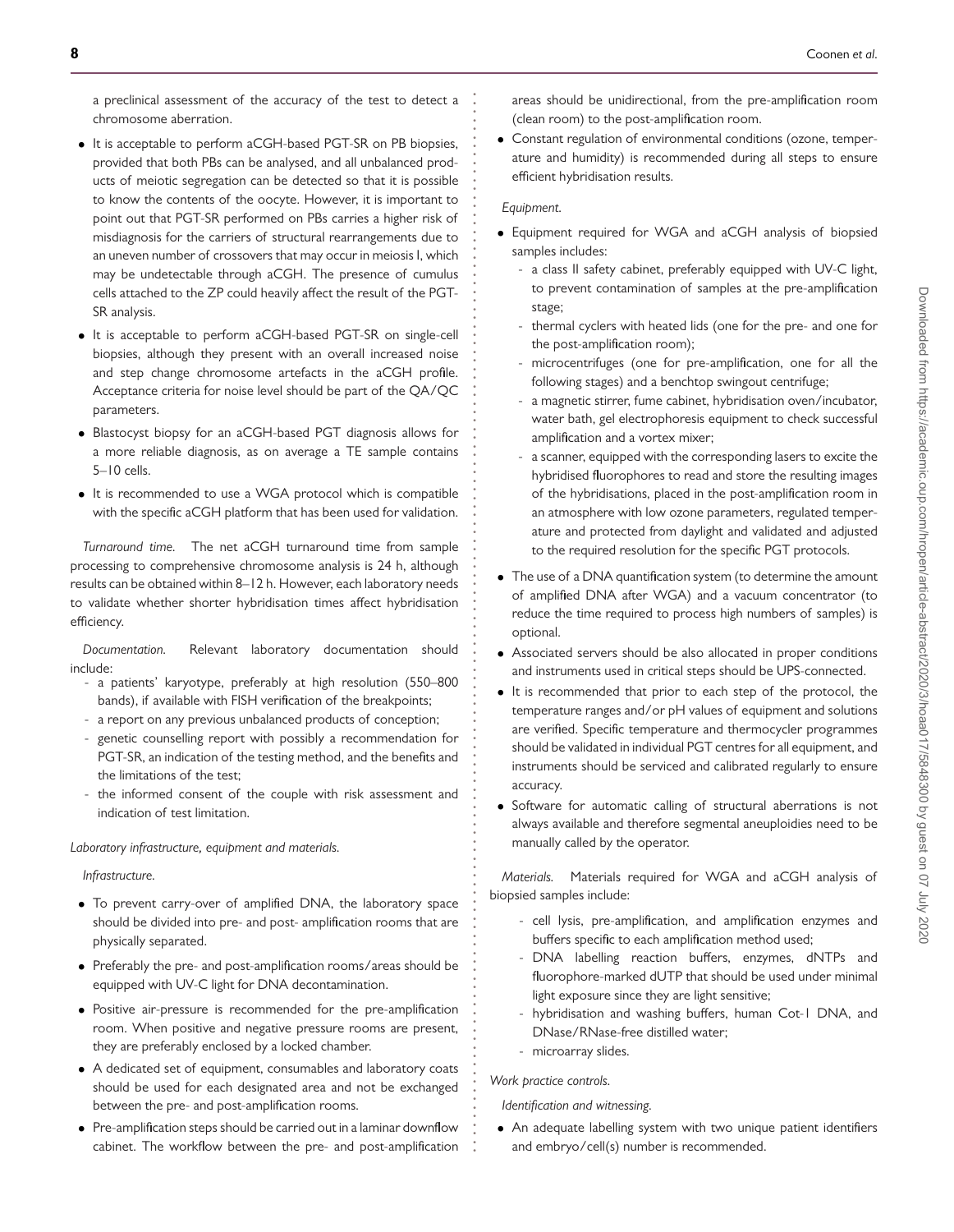a preclinical assessment of the accuracy of the test to detect a chromosome aberration.

- It is acceptable to perform aCGH-based PGT-SR on PB biopsies, provided that both PBs can be analysed, and all unbalanced products of meiotic segregation can be detected so that it is possible to know the contents of the oocyte. However, it is important to point out that PGT-SR performed on PBs carries a higher risk of misdiagnosis for the carriers of structural rearrangements due to an uneven number of crossovers that may occur in meiosis I, which may be undetectable through aCGH. The presence of cumulus cells attached to the ZP could heavily affect the result of the PGT-SR analysis.
- It is acceptable to perform aCGH-based PGT-SR on single-cell biopsies, although they present with an overall increased noise and step change chromosome artefacts in the aCGH profile. Acceptance criteria for noise level should be part of the QA/QC parameters.
- Blastocyst biopsy for an aCGH-based PGT diagnosis allows for a more reliable diagnosis, as on average a TE sample contains 5–10 cells.
- It is recommended to use a WGA protocol which is compatible with the specific aCGH platform that has been used for validation.

*Turnaround time.* The net aCGH turnaround time from sample processing to comprehensive chromosome analysis is 24 h, although results can be obtained within 8–12 h. However, each laboratory needs to validate whether shorter hybridisation times affect hybridisation efficiency.

*Documentation.* Relevant laboratory documentation should include:

- a patients' karyotype, preferably at high resolution (550–800 bands), if available with FISH verification of the breakpoints;
- a report on any previous unbalanced products of conception;
- genetic counselling report with possibly a recommendation for PGT-SR, an indication of the testing method, and the benefits and the limitations of the test;
- the informed consent of the couple with risk assessment and indication of test limitation.

*Laboratory infrastructure, equipment and materials.*

*Infrastructure.*

- To prevent carry-over of amplified DNA, the laboratory space should be divided into pre- and post- amplification rooms that are physically separated.
- Preferably the pre- and post-amplification rooms/areas should be equipped with UV-C light for DNA decontamination.
- Positive air-pressure is recommended for the pre-amplification room. When positive and negative pressure rooms are present, they are preferably enclosed by a locked chamber.
- A dedicated set of equipment, consumables and laboratory coats should be used for each designated area and not be exchanged between the pre- and post-amplification rooms.
- Pre-amplification steps should be carried out in a laminar downflow cabinet. The workflow between the pre- and post-amplification areas should be unidirectional, from the pre-amplification room (clean room) to the post-amplification room.
- Constant regulation of environmental conditions (ozone, temperature and humidity) is recommended during all steps to ensure efficient hybridisation results.

*Equipment.*

- Equipment required for WGA and aCGH analysis of biopsied samples includes:
  - a class II safety cabinet, preferably equipped with UV-C light, to prevent contamination of samples at the pre-amplification stage;
  - thermal cyclers with heated lids (one for the pre- and one for the post-amplification room);
  - microcentrifuges (one for pre-amplification, one for all the following stages) and a benchtop swingout centrifuge;
  - a magnetic stirrer, fume cabinet, hybridisation oven/incubator, water bath, gel electrophoresis equipment to check successful amplification and a vortex mixer;
  - a scanner, equipped with the corresponding lasers to excite the hybridised fluorophores to read and store the resulting images of the hybridisations, placed in the post-amplification room in an atmosphere with low ozone parameters, regulated temperature and protected from daylight and validated and adjusted to the required resolution for the specific PGT protocols.
- The use of a DNA quantification system (to determine the amount of amplified DNA after WGA) and a vacuum concentrator (to reduce the time required to process high numbers of samples) is optional.
- Associated servers should be also allocated in proper conditions and instruments used in critical steps should be UPS-connected.
- It is recommended that prior to each step of the protocol, the temperature ranges and/or pH values of equipment and solutions are verified. Specific temperature and thermocycler programmes should be validated in individual PGT centres for all equipment, and instruments should be serviced and calibrated regularly to ensure accuracy.
- Software for automatic calling of structural aberrations is not always available and therefore segmental aneuploidies need to be manually called by the operator.

*Materials.* Materials required for WGA and aCGH analysis of biopsied samples include:

- cell lysis, pre-amplification, and amplification enzymes and buffers specific to each amplification method used;
- DNA labelling reaction buffers, enzymes, dNTPs and fluorophore-marked dUTP that should be used under minimal light exposure since they are light sensitive;
- hybridisation and washing buffers, human Cot-1 DNA, and DNase/RNase-free distilled water;
- microarray slides.

*Work practice controls.*

*Identification and witnessing.*

- An adequate labelling system with two unique patient identifiers and embryo/cell(s) number is recommended.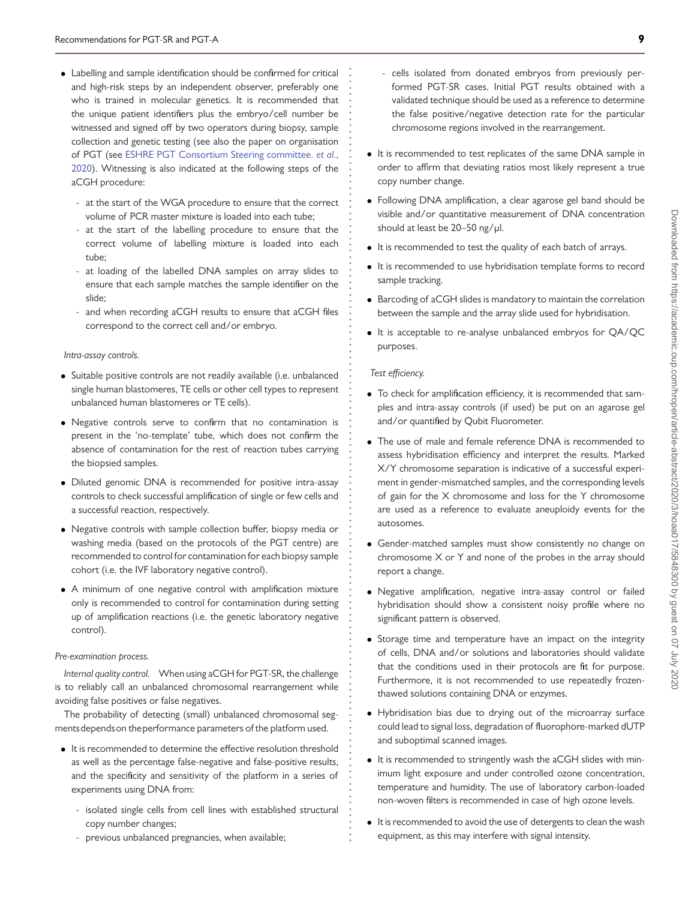- Labelling and sample identification should be confirmed for critical and high-risk steps by an independent observer, preferably one who is trained in molecular genetics. It is recommended that the unique patient identifiers plus the embryo/cell number be witnessed and signed off by two operators during biopsy, sample collection and genetic testing (see also the paper on organisation of PGT (see ESHRE PGT Consortium Steering committee. *et al.*, 2020). Witnessing is also indicated at the following steps of the aCGH procedure:
  - at the start of the WGA procedure to ensure that the correct volume of PCR master mixture is loaded into each tube;
  - at the start of the labelling procedure to ensure that the correct volume of labelling mixture is loaded into each tube;
  - at loading of the labelled DNA samples on array slides to ensure that each sample matches the sample identifier on the slide;
  - and when recording aCGH results to ensure that aCGH files correspond to the correct cell and/or embryo.

*Intra-assay controls.*

- Suitable positive controls are not readily available (i.e. unbalanced single human blastomeres, TE cells or other cell types to represent unbalanced human blastomeres or TE cells).
- Negative controls serve to confirm that no contamination is present in the 'no-template' tube, which does not confirm the absence of contamination for the rest of reaction tubes carrying the biopsied samples.
- Diluted genomic DNA is recommended for positive intra-assay controls to check successful amplification of single or few cells and a successful reaction, respectively.
- Negative controls with sample collection buffer, biopsy media or washing media (based on the protocols of the PGT centre) are recommended to control for contamination for each biopsy sample cohort (i.e. the IVF laboratory negative control).
- A minimum of one negative control with amplification mixture only is recommended to control for contamination during setting up of amplification reactions (i.e. the genetic laboratory negative control).

*Pre-examination process.*

*Internal quality control.* When using aCGH for PGT-SR, the challenge is to reliably call an unbalanced chromosomal rearrangement while avoiding false positives or false negatives.

The probability of detecting (small) unbalanced chromosomal segments depends on the performance parameters of the platform used.

- It is recommended to determine the effective resolution threshold as well as the percentage false-negative and false-positive results, and the specificity and sensitivity of the platform in a series of experiments using DNA from:
  - isolated single cells from cell lines with established structural copy number changes;
  - previous unbalanced pregnancies, when available;
  - cells isolated from donated embryos from previously performed PGT-SR cases. Initial PGT results obtained with a validated technique should be used as a reference to determine the false positive/negative detection rate for the particular chromosome regions involved in the rearrangement.
- It is recommended to test replicates of the same DNA sample in order to affirm that deviating ratios most likely represent a true copy number change.
- Following DNA amplification, a clear agarose gel band should be visible and/or quantitative measurement of DNA concentration should at least be 20–50 ng/µl.
- It is recommended to test the quality of each batch of arrays.
- It is recommended to use hybridisation template forms to record sample tracking.
- Barcoding of aCGH slides is mandatory to maintain the correlation between the sample and the array slide used for hybridisation.
- It is acceptable to re-analyse unbalanced embryos for QA/QC purposes.

*Test efficiency.*

- To check for amplification efficiency, it is recommended that samples and intra-assay controls (if used) be put on an agarose gel and/or quantified by Qubit Fluorometer.
- The use of male and female reference DNA is recommended to assess hybridisation efficiency and interpret the results. Marked X/Y chromosome separation is indicative of a successful experiment in gender-mismatched samples, and the corresponding levels of gain for the X chromosome and loss for the Y chromosome are used as a reference to evaluate aneuploidy events for the autosomes.
- Gender-matched samples must show consistently no change on chromosome X or Y and none of the probes in the array should report a change.
- Negative amplification, negative intra-assay control or failed hybridisation should show a consistent noisy profile where no significant pattern is observed.
- Storage time and temperature have an impact on the integrity of cells, DNA and/or solutions and laboratories should validate that the conditions used in their protocols are fit for purpose. Furthermore, it is not recommended to use repeatedly frozen-thawed solutions containing DNA or enzymes.
- Hybridisation bias due to drying out of the microarray surface could lead to signal loss, degradation of fluorophore-marked dUTP and suboptimal scanned images.
- It is recommended to stringently wash the aCGH slides with minimum light exposure and under controlled ozone concentration, temperature and humidity. The use of laboratory carbon-loaded non-woven filters is recommended in case of high ozone levels.
- It is recommended to avoid the use of detergents to clean the wash equipment, as this may interfere with signal intensity.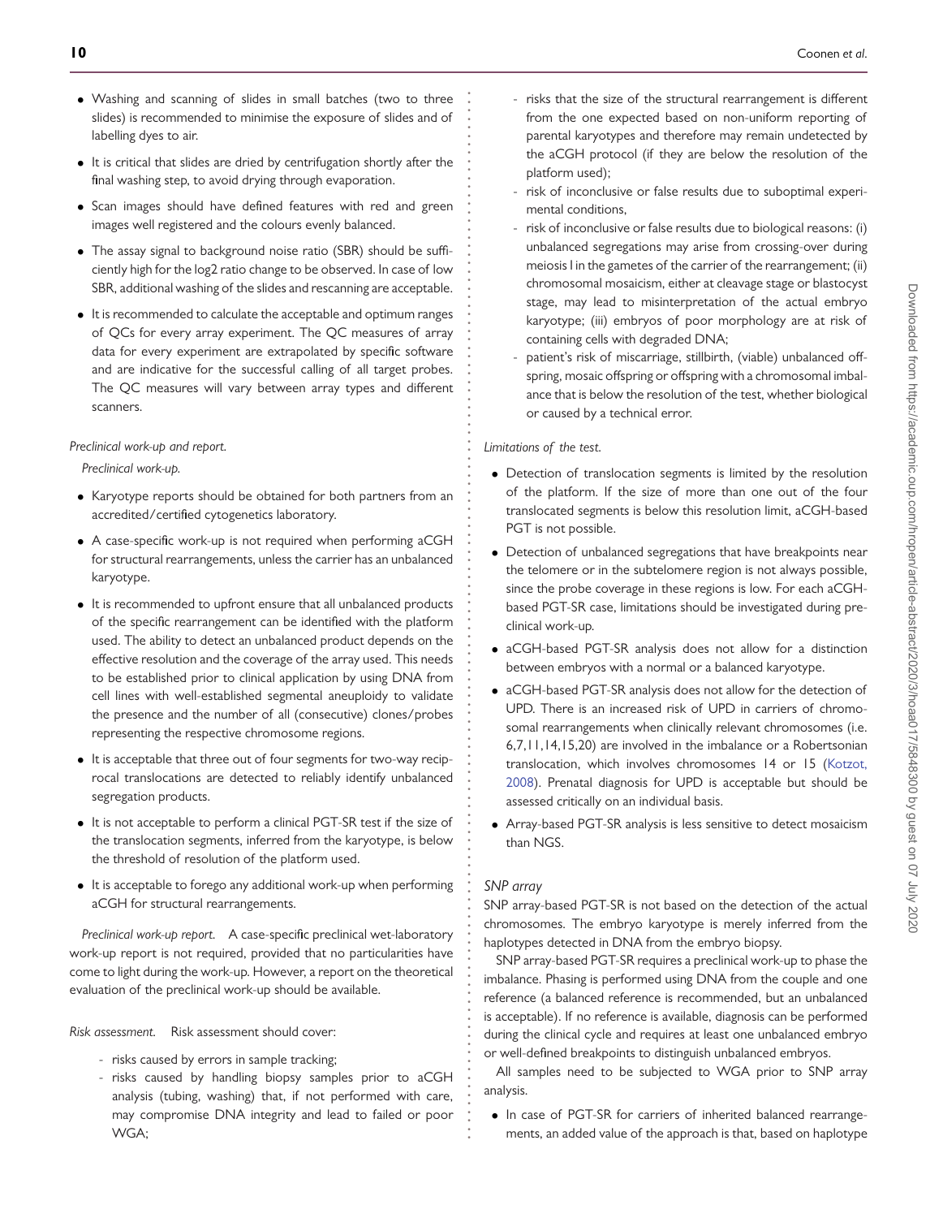- Washing and scanning of slides in small batches (two to three slides) is recommended to minimise the exposure of slides and of labelling dyes to air.
- It is critical that slides are dried by centrifugation shortly after the final washing step, to avoid drying through evaporation.
- Scan images should have defined features with red and green images well registered and the colours evenly balanced.
- The assay signal to background noise ratio (SBR) should be sufficiently high for the log2 ratio change to be observed. In case of low SBR, additional washing of the slides and rescanning are acceptable.
- It is recommended to calculate the acceptable and optimum ranges of QCs for every array experiment. The QC measures of array data for every experiment are extrapolated by specific software and are indicative for the successful calling of all target probes. The QC measures will vary between array types and different scanners.

*Preclinical work-up and report.*

*Preclinical work-up.*

- Karyotype reports should be obtained for both partners from an accredited/certified cytogenetics laboratory.
- A case-specific work-up is not required when performing aCGH for structural rearrangements, unless the carrier has an unbalanced karyotype.
- It is recommended to upfront ensure that all unbalanced products of the specific rearrangement can be identified with the platform used. The ability to detect an unbalanced product depends on the effective resolution and the coverage of the array used. This needs to be established prior to clinical application by using DNA from cell lines with well-established segmental aneuploidy to validate the presence and the number of all (consecutive) clones/probes representing the respective chromosome regions.
- It is acceptable that three out of four segments for two-way reciprocal translocations are detected to reliably identify unbalanced segregation products.
- It is not acceptable to perform a clinical PGT-SR test if the size of the translocation segments, inferred from the karyotype, is below the threshold of resolution of the platform used.
- It is acceptable to forego any additional work-up when performing aCGH for structural rearrangements.

*Preclinical work-up report.* A case-specific preclinical wet-laboratory work-up report is not required, provided that no particularities have come to light during the work-up. However, a report on the theoretical evaluation of the preclinical work-up should be available.

*Risk assessment.* Risk assessment should cover:

- risks caused by errors in sample tracking;
- risks caused by handling biopsy samples prior to aCGH analysis (tubing, washing) that, if not performed with care, may compromise DNA integrity and lead to failed or poor WGA;
- risks that the size of the structural rearrangement is different from the one expected based on non-uniform reporting of parental karyotypes and therefore may remain undetected by the aCGH protocol (if they are below the resolution of the platform used);
- risk of inconclusive or false results due to suboptimal experimental conditions,
- risk of inconclusive or false results due to biological reasons: (i) unbalanced segregations may arise from crossing-over during meiosis I in the gametes of the carrier of the rearrangement; (ii) chromosomal mosaicism, either at cleavage stage or blastocyst stage, may lead to misinterpretation of the actual embryo karyotype; (iii) embryos of poor morphology are at risk of containing cells with degraded DNA;
- patient's risk of miscarriage, stillbirth, (viable) unbalanced offspring, mosaic offspring or offspring with a chromosomal imbalance that is below the resolution of the test, whether biological or caused by a technical error.

*Limitations of the test.*

- Detection of translocation segments is limited by the resolution of the platform. If the size of more than one out of the four translocated segments is below this resolution limit, aCGH-based PGT is not possible.
- Detection of unbalanced segregations that have breakpoints near the telomere or in the subtelomere region is not always possible, since the probe coverage in these regions is low. For each aCGH-based PGT-SR case, limitations should be investigated during preclinical work-up.
- aCGH-based PGT-SR analysis does not allow for a distinction between embryos with a normal or a balanced karyotype.
- aCGH-based PGT-SR analysis does not allow for the detection of UPD. There is an increased risk of UPD in carriers of chromosomal rearrangements when clinically relevant chromosomes (i.e. 6,7,11,14,15,20) are involved in the imbalance or a Robertsonian translocation, which involves chromosomes 14 or 15 (Kotzot, 2008). Prenatal diagnosis for UPD is acceptable but should be assessed critically on an individual basis.
- Array-based PGT-SR analysis is less sensitive to detect mosaicism than NGS.

*SNP array*

SNP array-based PGT-SR is not based on the detection of the actual chromosomes. The embryo karyotype is merely inferred from the haplotypes detected in DNA from the embryo biopsy.

SNP array-based PGT-SR requires a preclinical work-up to phase the imbalance. Phasing is performed using DNA from the couple and one reference (a balanced reference is recommended, but an unbalanced is acceptable). If no reference is available, diagnosis can be performed during the clinical cycle and requires at least one unbalanced embryo or well-defined breakpoints to distinguish unbalanced embryos.

All samples need to be subjected to WGA prior to SNP array analysis.

- In case of PGT-SR for carriers of inherited balanced rearrangements, an added value of the approach is that, based on haplotype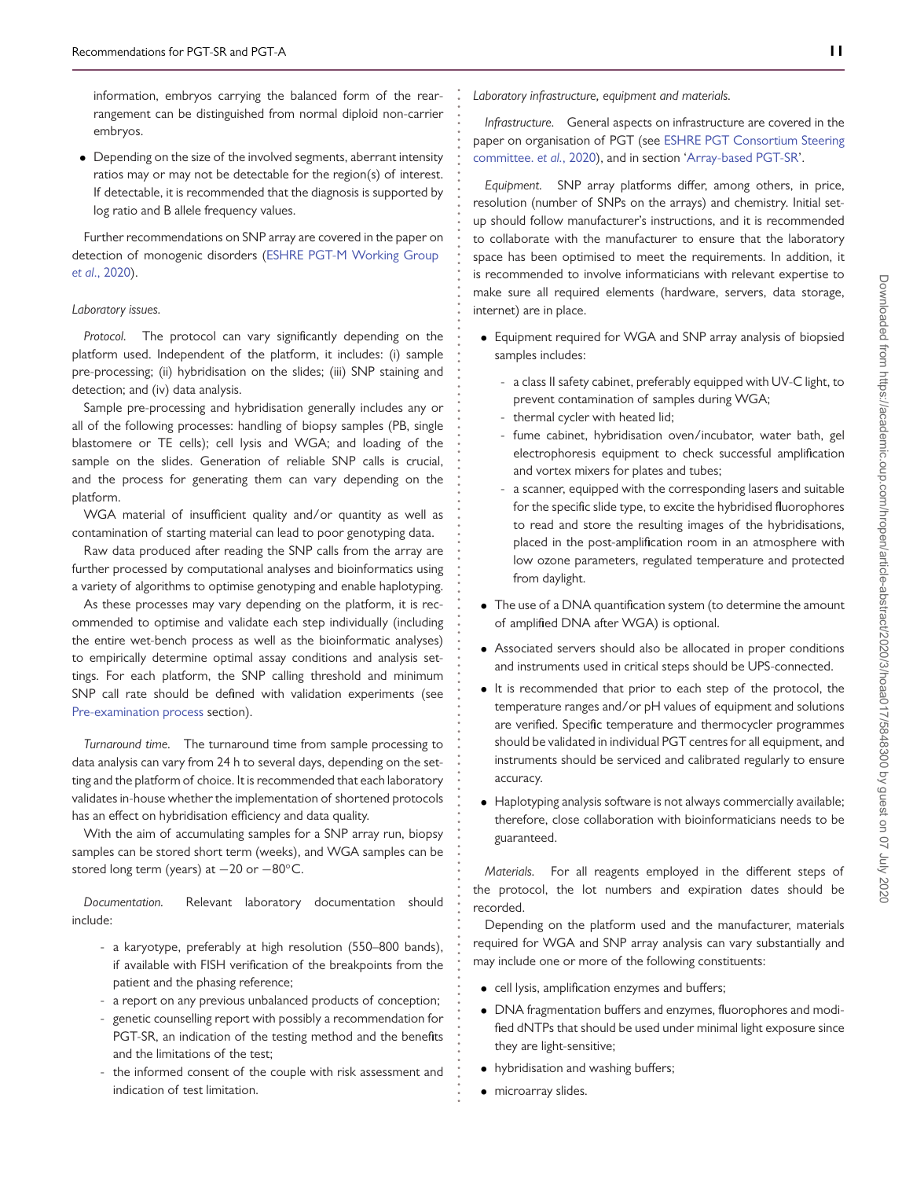information, embryos carrying the balanced form of the rearrangement can be distinguished from normal diploid non-carrier embryos.

- Depending on the size of the involved segments, aberrant intensity ratios may or may not be detectable for the region(s) of interest. If detectable, it is recommended that the diagnosis is supported by log ratio and B allele frequency values.

Further recommendations on SNP array are covered in the paper on detection of monogenic disorders (ESHRE PGT-M Working Group et al., 2020).

*Laboratory issues.*

*Protocol.* The protocol can vary significantly depending on the platform used. Independent of the platform, it includes: (i) sample pre-processing; (ii) hybridisation on the slides; (iii) SNP staining and detection; and (iv) data analysis.

Sample pre-processing and hybridisation generally includes any or all of the following processes: handling of biopsy samples (PB, single blastomere or TE cells); cell lysis and WGA; and loading of the sample on the slides. Generation of reliable SNP calls is crucial, and the process for generating them can vary depending on the platform.

WGA material of insufficient quality and/or quantity as well as contamination of starting material can lead to poor genotyping data.

Raw data produced after reading the SNP calls from the array are further processed by computational analyses and bioinformatics using a variety of algorithms to optimise genotyping and enable haplotyping.

As these processes may vary depending on the platform, it is recommended to optimise and validate each step individually (including the entire wet-bench process as well as the bioinformatic analyses) to empirically determine optimal assay conditions and analysis settings. For each platform, the SNP calling threshold and minimum SNP call rate should be defined with validation experiments (see Pre-examination process section).

*Turnaround time.* The turnaround time from sample processing to data analysis can vary from 24 h to several days, depending on the setting and the platform of choice. It is recommended that each laboratory validates in-house whether the implementation of shortened protocols has an effect on hybridisation efficiency and data quality.

With the aim of accumulating samples for a SNP array run, biopsy samples can be stored short term (weeks), and WGA samples can be stored long term (years) at −20 or −80°C.

*Documentation.* Relevant laboratory documentation should include:

- a karyotype, preferably at high resolution (550–800 bands), if available with FISH verification of the breakpoints from the patient and the phasing reference;
- a report on any previous unbalanced products of conception;
- genetic counselling report with possibly a recommendation for PGT-SR, an indication of the testing method and the benefits and the limitations of the test;
- the informed consent of the couple with risk assessment and indication of test limitation.

*Laboratory infrastructure, equipment and materials.*

*Infrastructure.* General aspects on infrastructure are covered in the paper on organisation of PGT (see ESHRE PGT Consortium Steering committee. et al., 2020), and in section 'Array-based PGT-SR'.

*Equipment.* SNP array platforms differ, among others, in price, resolution (number of SNPs on the arrays) and chemistry. Initial set-up should follow manufacturer's instructions, and it is recommended to collaborate with the manufacturer to ensure that the laboratory space has been optimised to meet the requirements. In addition, it is recommended to involve informaticians with relevant expertise to make sure all required elements (hardware, servers, data storage, internet) are in place.

- Equipment required for WGA and SNP array analysis of biopsied samples includes:
  - a class II safety cabinet, preferably equipped with UV-C light, to prevent contamination of samples during WGA;
  - thermal cycler with heated lid;
  - fume cabinet, hybridisation oven/incubator, water bath, gel electrophoresis equipment to check successful amplification and vortex mixers for plates and tubes;
  - a scanner, equipped with the corresponding lasers and suitable for the specific slide type, to excite the hybridised fluorophores to read and store the resulting images of the hybridisations, placed in the post-amplification room in an atmosphere with low ozone parameters, regulated temperature and protected from daylight.
- The use of a DNA quantification system (to determine the amount of amplified DNA after WGA) is optional.
- Associated servers should also be allocated in proper conditions and instruments used in critical steps should be UPS-connected.
- It is recommended that prior to each step of the protocol, the temperature ranges and/or pH values of equipment and solutions are verified. Specific temperature and thermocycler programmes should be validated in individual PGT centres for all equipment, and instruments should be serviced and calibrated regularly to ensure accuracy.
- Haplotyping analysis software is not always commercially available; therefore, close collaboration with bioinformaticians needs to be guaranteed.

*Materials.* For all reagents employed in the different steps of the protocol, the lot numbers and expiration dates should be recorded.

Depending on the platform used and the manufacturer, materials required for WGA and SNP array analysis can vary substantially and may include one or more of the following constituents:

- cell lysis, amplification enzymes and buffers;
- DNA fragmentation buffers and enzymes, fluorophores and modified dNTPs that should be used under minimal light exposure since they are light-sensitive;
- hybridisation and washing buffers;
- microarray slides.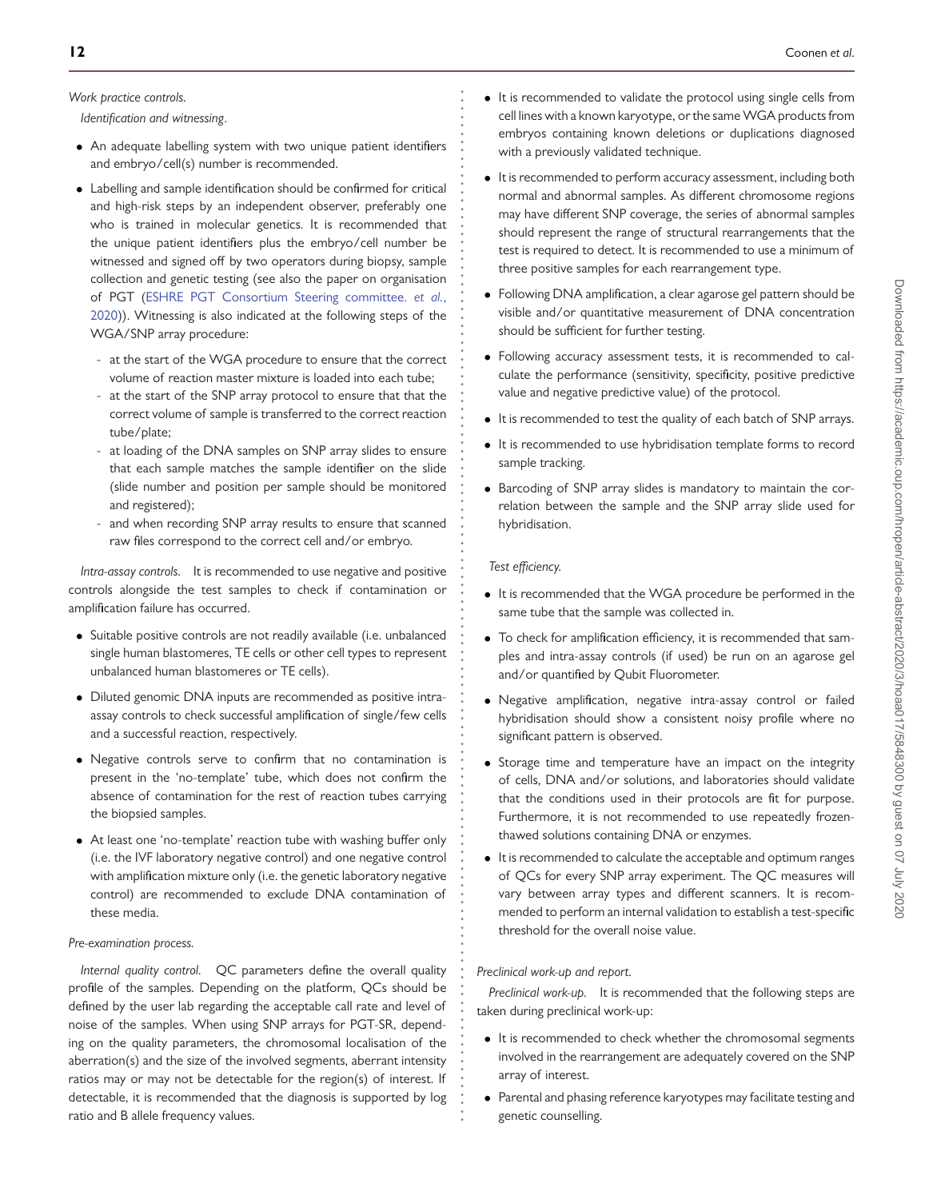*Work practice controls.*

*Identification and witnessing*.

- An adequate labelling system with two unique patient identifiers and embryo/cell(s) number is recommended.
- Labelling and sample identification should be confirmed for critical and high-risk steps by an independent observer, preferably one who is trained in molecular genetics. It is recommended that the unique patient identifiers plus the embryo/cell number be witnessed and signed off by two operators during biopsy, sample collection and genetic testing (see also the paper on organisation of PGT (ESHRE PGT Consortium Steering committee. *et al.*, 2020)). Witnessing is also indicated at the following steps of the WGA/SNP array procedure:
  - at the start of the WGA procedure to ensure that the correct volume of reaction master mixture is loaded into each tube;
  - at the start of the SNP array protocol to ensure that that the correct volume of sample is transferred to the correct reaction tube/plate;
  - at loading of the DNA samples on SNP array slides to ensure that each sample matches the sample identifier on the slide (slide number and position per sample should be monitored and registered);
  - and when recording SNP array results to ensure that scanned raw files correspond to the correct cell and/or embryo.

*Intra-assay controls.* It is recommended to use negative and positive controls alongside the test samples to check if contamination or amplification failure has occurred.

- Suitable positive controls are not readily available (i.e. unbalanced single human blastomeres, TE cells or other cell types to represent unbalanced human blastomeres or TE cells).
- Diluted genomic DNA inputs are recommended as positive intra-assay controls to check successful amplification of single/few cells and a successful reaction, respectively.
- Negative controls serve to confirm that no contamination is present in the 'no-template' tube, which does not confirm the absence of contamination for the rest of reaction tubes carrying the biopsied samples.
- At least one 'no-template' reaction tube with washing buffer only (i.e. the IVF laboratory negative control) and one negative control with amplification mixture only (i.e. the genetic laboratory negative control) are recommended to exclude DNA contamination of these media.

*Pre-examination process.*

*Internal quality control.* QC parameters define the overall quality profile of the samples. Depending on the platform, QCs should be defined by the user lab regarding the acceptable call rate and level of noise of the samples. When using SNP arrays for PGT-SR, depending on the quality parameters, the chromosomal localisation of the aberration(s) and the size of the involved segments, aberrant intensity ratios may or may not be detectable for the region(s) of interest. If detectable, it is recommended that the diagnosis is supported by log ratio and B allele frequency values.

- It is recommended to validate the protocol using single cells from cell lines with a known karyotype, or the same WGA products from embryos containing known deletions or duplications diagnosed with a previously validated technique.
- It is recommended to perform accuracy assessment, including both normal and abnormal samples. As different chromosome regions may have different SNP coverage, the series of abnormal samples should represent the range of structural rearrangements that the test is required to detect. It is recommended to use a minimum of three positive samples for each rearrangement type.
- Following DNA amplification, a clear agarose gel pattern should be visible and/or quantitative measurement of DNA concentration should be sufficient for further testing.
- Following accuracy assessment tests, it is recommended to calculate the performance (sensitivity, specificity, positive predictive value and negative predictive value) of the protocol.
- It is recommended to test the quality of each batch of SNP arrays.
- It is recommended to use hybridisation template forms to record sample tracking.
- Barcoding of SNP array slides is mandatory to maintain the correlation between the sample and the SNP array slide used for hybridisation.

*Test efficiency.*

- It is recommended that the WGA procedure be performed in the same tube that the sample was collected in.
- To check for amplification efficiency, it is recommended that samples and intra-assay controls (if used) be run on an agarose gel and/or quantified by Qubit Fluorometer.
- Negative amplification, negative intra-assay control or failed hybridisation should show a consistent noisy profile where no significant pattern is observed.
- Storage time and temperature have an impact on the integrity of cells, DNA and/or solutions, and laboratories should validate that the conditions used in their protocols are fit for purpose. Furthermore, it is not recommended to use repeatedly frozen-thawed solutions containing DNA or enzymes.
- It is recommended to calculate the acceptable and optimum ranges of QCs for every SNP array experiment. The QC measures will vary between array types and different scanners. It is recommended to perform an internal validation to establish a test-specific threshold for the overall noise value.

*Preclinical work-up and report.*

*Preclinical work-up.* It is recommended that the following steps are taken during preclinical work-up:

- It is recommended to check whether the chromosomal segments involved in the rearrangement are adequately covered on the SNP array of interest.
- Parental and phasing reference karyotypes may facilitate testing and genetic counselling.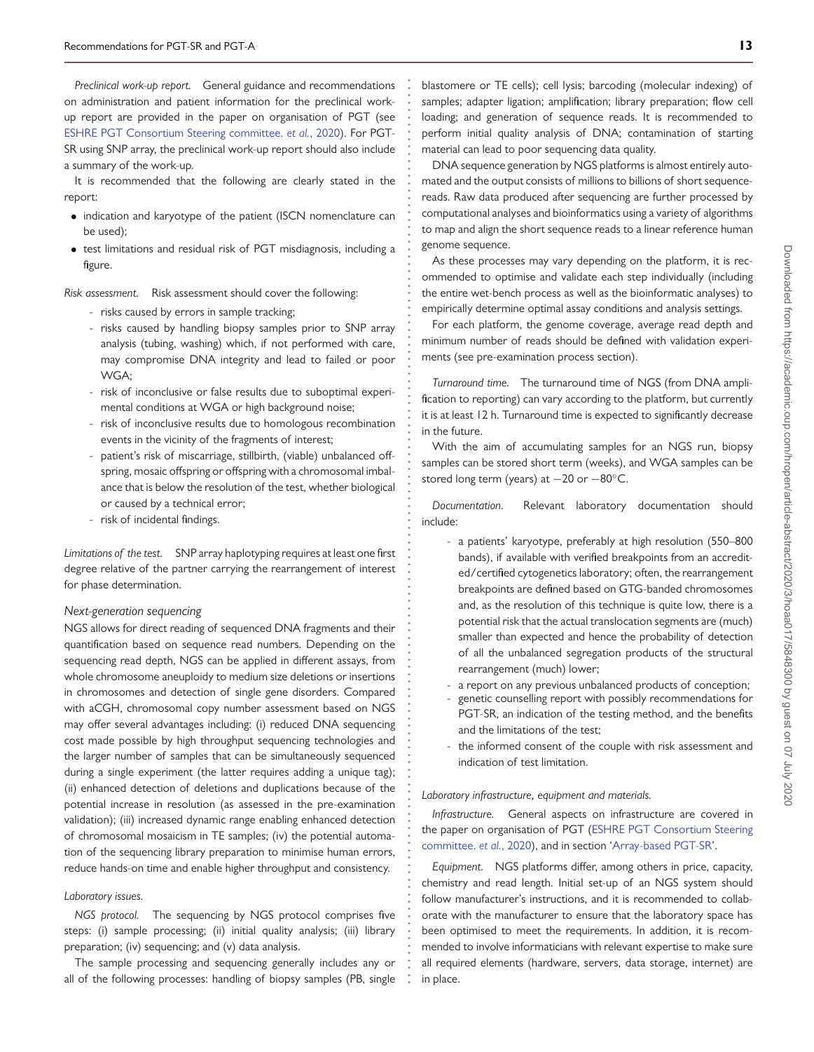*Preclinical work-up report.* General guidance and recommendations on administration and patient information for the preclinical work-up report are provided in the paper on organisation of PGT (see ESHRE PGT Consortium Steering committee. *et al.*, 2020). For PGT-SR using SNP array, the preclinical work-up report should also include a summary of the work-up.

It is recommended that the following are clearly stated in the report:

- indication and karyotype of the patient (ISCN nomenclature can be used);
- test limitations and residual risk of PGT misdiagnosis, including a figure.

*Risk assessment.* Risk assessment should cover the following:

- risks caused by errors in sample tracking;
- risks caused by handling biopsy samples prior to SNP array analysis (tubing, washing) which, if not performed with care, may compromise DNA integrity and lead to failed or poor WGA;
- risk of inconclusive or false results due to suboptimal experimental conditions at WGA or high background noise;
- risk of inconclusive results due to homologous recombination events in the vicinity of the fragments of interest;
- patient's risk of miscarriage, stillbirth, (viable) unbalanced offspring, mosaic offspring or offspring with a chromosomal imbalance that is below the resolution of the test, whether biological or caused by a technical error;
- risk of incidental findings.

*Limitations of the test.* SNP array haplotyping requires at least one first degree relative of the partner carrying the rearrangement of interest for phase determination.

### Next-generation sequencing

NGS allows for direct reading of sequenced DNA fragments and their quantification based on sequence read numbers. Depending on the sequencing read depth, NGS can be applied in different assays, from whole chromosome aneuploidy to medium size deletions or insertions in chromosomes and detection of single gene disorders. Compared with aCGH, chromosomal copy number assessment based on NGS may offer several advantages including: (i) reduced DNA sequencing cost made possible by high throughput sequencing technologies and the larger number of samples that can be simultaneously sequenced during a single experiment (the latter requires adding a unique tag); (ii) enhanced detection of deletions and duplications because of the potential increase in resolution (as assessed in the pre-examination validation); (iii) increased dynamic range enabling enhanced detection of chromosomal mosaicism in TE samples; (iv) the potential automation of the sequencing library preparation to minimise human errors, reduce hands-on time and enable higher throughput and consistency.

*Laboratory issues.*

*NGS protocol.* The sequencing by NGS protocol comprises five steps: (i) sample processing; (ii) initial quality analysis; (iii) library preparation; (iv) sequencing; and (v) data analysis.

The sample processing and sequencing generally includes any or all of the following processes: handling of biopsy samples (PB, single blastomere or TE cells); cell lysis; barcoding (molecular indexing) of samples; adapter ligation; amplification; library preparation; flow cell loading; and generation of sequence reads. It is recommended to perform initial quality analysis of DNA; contamination of starting material can lead to poor sequencing data quality.

DNA sequence generation by NGS platforms is almost entirely automated and the output consists of millions to billions of short sequence-reads. Raw data produced after sequencing are further processed by computational analyses and bioinformatics using a variety of algorithms to map and align the short sequence reads to a linear reference human genome sequence.

As these processes may vary depending on the platform, it is recommended to optimise and validate each step individually (including the entire wet-bench process as well as the bioinformatic analyses) to empirically determine optimal assay conditions and analysis settings.

For each platform, the genome coverage, average read depth and minimum number of reads should be defined with validation experiments (see pre-examination process section).

*Turnaround time.* The turnaround time of NGS (from DNA amplification to reporting) can vary according to the platform, but currently it is at least 12 h. Turnaround time is expected to significantly decrease in the future.

With the aim of accumulating samples for an NGS run, biopsy samples can be stored short term (weeks), and WGA samples can be stored long term (years) at −20 or −80°C.

*Documentation.* Relevant laboratory documentation should include:

- a patients' karyotype, preferably at high resolution (550–800 bands), if available with verified breakpoints from an accredited/certified cytogenetics laboratory; often, the rearrangement breakpoints are defined based on GTG-banded chromosomes and, as the resolution of this technique is quite low, there is a potential risk that the actual translocation segments are (much) smaller than expected and hence the probability of detection of all the unbalanced segregation products of the structural rearrangement (much) lower;
- a report on any previous unbalanced products of conception;
- genetic counselling report with possibly recommendations for PGT-SR, an indication of the testing method, and the benefits and the limitations of the test;
- the informed consent of the couple with risk assessment and indication of test limitation.

*Laboratory infrastructure, equipment and materials.*

*Infrastructure.* General aspects on infrastructure are covered in the paper on organisation of PGT (ESHRE PGT Consortium Steering committee. *et al.*, 2020), and in section 'Array-based PGT-SR'.

*Equipment.* NGS platforms differ, among others in price, capacity, chemistry and read length. Initial set-up of an NGS system should follow manufacturer's instructions, and it is recommended to collaborate with the manufacturer to ensure that the laboratory space has been optimised to meet the requirements. In addition, it is recommended to involve informaticians with relevant expertise to make sure all required elements (hardware, servers, data storage, internet) are in place.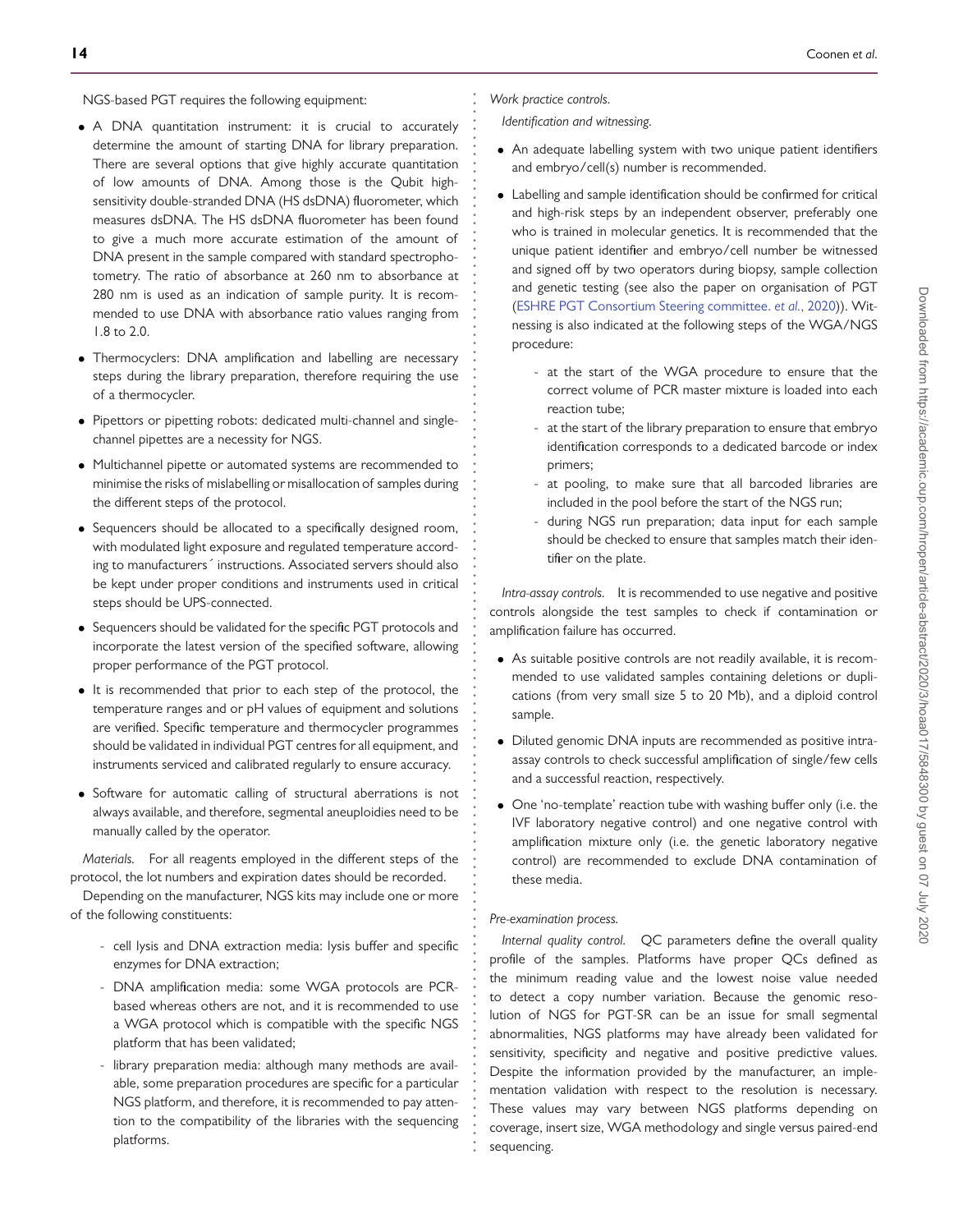NGS-based PGT requires the following equipment:

- A DNA quantitation instrument: it is crucial to accurately determine the amount of starting DNA for library preparation. There are several options that give highly accurate quantitation of low amounts of DNA. Among those is the Qubit high-sensitivity double-stranded DNA (HS dsDNA) fluorometer, which measures dsDNA. The HS dsDNA fluorometer has been found to give a much more accurate estimation of the amount of DNA present in the sample compared with standard spectrophotometry. The ratio of absorbance at 260 nm to absorbance at 280 nm is used as an indication of sample purity. It is recommended to use DNA with absorbance ratio values ranging from 1.8 to 2.0.
- Thermocyclers: DNA amplification and labelling are necessary steps during the library preparation, therefore requiring the use of a thermocycler.
- Pipettors or pipetting robots: dedicated multi-channel and single-channel pipettes are a necessity for NGS.
- Multichannel pipette or automated systems are recommended to minimise the risks of mislabelling or misallocation of samples during the different steps of the protocol.
- Sequencers should be allocated to a specifically designed room, with modulated light exposure and regulated temperature according to manufacturers´ instructions. Associated servers should also be kept under proper conditions and instruments used in critical steps should be UPS-connected.
- Sequencers should be validated for the specific PGT protocols and incorporate the latest version of the specified software, allowing proper performance of the PGT protocol.
- It is recommended that prior to each step of the protocol, the temperature ranges and or pH values of equipment and solutions are verified. Specific temperature and thermocycler programmes should be validated in individual PGT centres for all equipment, and instruments serviced and calibrated regularly to ensure accuracy.
- Software for automatic calling of structural aberrations is not always available, and therefore, segmental aneuploidies need to be manually called by the operator.

*Materials.* For all reagents employed in the different steps of the protocol, the lot numbers and expiration dates should be recorded.

Depending on the manufacturer, NGS kits may include one or more of the following constituents:

- cell lysis and DNA extraction media: lysis buffer and specific enzymes for DNA extraction;
- DNA amplification media: some WGA protocols are PCR-based whereas others are not, and it is recommended to use a WGA protocol which is compatible with the specific NGS platform that has been validated;
- library preparation media: although many methods are available, some preparation procedures are specific for a particular NGS platform, and therefore, it is recommended to pay attention to the compatibility of the libraries with the sequencing platforms.

*Work practice controls.*

*Identification and witnessing.*

- An adequate labelling system with two unique patient identifiers and embryo/cell(s) number is recommended.
- Labelling and sample identification should be confirmed for critical and high-risk steps by an independent observer, preferably one who is trained in molecular genetics. It is recommended that the unique patient identifier and embryo/cell number be witnessed and signed off by two operators during biopsy, sample collection and genetic testing (see also the paper on organisation of PGT (ESHRE PGT Consortium Steering committee. *et al.*, 2020)). Witnessing is also indicated at the following steps of the WGA/NGS procedure:
    - at the start of the WGA procedure to ensure that the correct volume of PCR master mixture is loaded into each reaction tube;
    - at the start of the library preparation to ensure that embryo identification corresponds to a dedicated barcode or index primers;
    - at pooling, to make sure that all barcoded libraries are included in the pool before the start of the NGS run;
    - during NGS run preparation; data input for each sample should be checked to ensure that samples match their identifier on the plate.

*Intra-assay controls.* It is recommended to use negative and positive controls alongside the test samples to check if contamination or amplification failure has occurred.

- As suitable positive controls are not readily available, it is recommended to use validated samples containing deletions or duplications (from very small size 5 to 20 Mb), and a diploid control sample.
- Diluted genomic DNA inputs are recommended as positive intra-assay controls to check successful amplification of single/few cells and a successful reaction, respectively.
- One 'no-template' reaction tube with washing buffer only (i.e. the IVF laboratory negative control) and one negative control with amplification mixture only (i.e. the genetic laboratory negative control) are recommended to exclude DNA contamination of these media.

*Pre-examination process.*

*Internal quality control.* QC parameters define the overall quality profile of the samples. Platforms have proper QCs defined as the minimum reading value and the lowest noise value needed to detect a copy number variation. Because the genomic resolution of NGS for PGT-SR can be an issue for small segmental abnormalities, NGS platforms may have already been validated for sensitivity, specificity and negative and positive predictive values. Despite the information provided by the manufacturer, an implementation validation with respect to the resolution is necessary. These values may vary between NGS platforms depending on coverage, insert size, WGA methodology and single versus paired-end sequencing.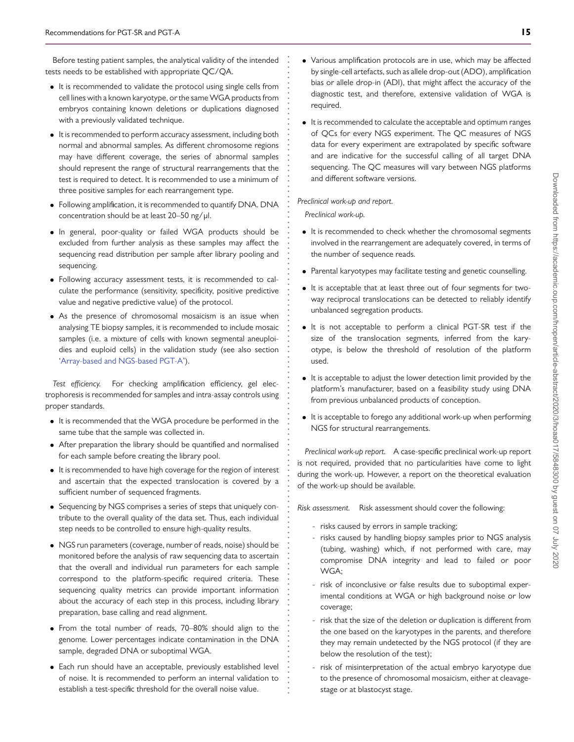Before testing patient samples, the analytical validity of the intended tests needs to be established with appropriate QC/QA.

- It is recommended to validate the protocol using single cells from cell lines with a known karyotype, or the same WGA products from embryos containing known deletions or duplications diagnosed with a previously validated technique.
- It is recommended to perform accuracy assessment, including both normal and abnormal samples. As different chromosome regions may have different coverage, the series of abnormal samples should represent the range of structural rearrangements that the test is required to detect. It is recommended to use a minimum of three positive samples for each rearrangement type.
- Following amplification, it is recommended to quantify DNA. DNA concentration should be at least 20–50 ng/μl.
- In general, poor-quality or failed WGA products should be excluded from further analysis as these samples may affect the sequencing read distribution per sample after library pooling and sequencing.
- Following accuracy assessment tests, it is recommended to calculate the performance (sensitivity, specificity, positive predictive value and negative predictive value) of the protocol.
- As the presence of chromosomal mosaicism is an issue when analysing TE biopsy samples, it is recommended to include mosaic samples (i.e. a mixture of cells with known segmental aneuploidies and euploid cells) in the validation study (see also section 'Array-based and NGS-based PGT-A').

*Test efficiency.* For checking amplification efficiency, gel electrophoresis is recommended for samples and intra-assay controls using proper standards.

- It is recommended that the WGA procedure be performed in the same tube that the sample was collected in.
- After preparation the library should be quantified and normalised for each sample before creating the library pool.
- It is recommended to have high coverage for the region of interest and ascertain that the expected translocation is covered by a sufficient number of sequenced fragments.
- Sequencing by NGS comprises a series of steps that uniquely contribute to the overall quality of the data set. Thus, each individual step needs to be controlled to ensure high-quality results.
- NGS run parameters (coverage, number of reads, noise) should be monitored before the analysis of raw sequencing data to ascertain that the overall and individual run parameters for each sample correspond to the platform-specific required criteria. These sequencing quality metrics can provide important information about the accuracy of each step in this process, including library preparation, base calling and read alignment.
- From the total number of reads, 70–80% should align to the genome. Lower percentages indicate contamination in the DNA sample, degraded DNA or suboptimal WGA.
- Each run should have an acceptable, previously established level of noise. It is recommended to perform an internal validation to establish a test-specific threshold for the overall noise value.
- Various amplification protocols are in use, which may be affected by single-cell artefacts, such as allele drop-out (ADO), amplification bias or allele drop-in (ADI), that might affect the accuracy of the diagnostic test, and therefore, extensive validation of WGA is required.
- It is recommended to calculate the acceptable and optimum ranges of QCs for every NGS experiment. The QC measures of NGS data for every experiment are extrapolated by specific software and are indicative for the successful calling of all target DNA sequencing. The QC measures will vary between NGS platforms and different software versions.

*Preclinical work-up and report.*

*Preclinical work-up.*

- It is recommended to check whether the chromosomal segments involved in the rearrangement are adequately covered, in terms of the number of sequence reads.
- Parental karyotypes may facilitate testing and genetic counselling.
- It is acceptable that at least three out of four segments for two-way reciprocal translocations can be detected to reliably identify unbalanced segregation products.
- It is not acceptable to perform a clinical PGT-SR test if the size of the translocation segments, inferred from the karyotype, is below the threshold of resolution of the platform used.
- It is acceptable to adjust the lower detection limit provided by the platform's manufacturer, based on a feasibility study using DNA from previous unbalanced products of conception.
- It is acceptable to forego any additional work-up when performing NGS for structural rearrangements.

*Preclinical work-up report.* A case-specific preclinical work-up report is not required, provided that no particularities have come to light during the work-up. However, a report on the theoretical evaluation of the work-up should be available.

*Risk assessment.* Risk assessment should cover the following:

- risks caused by errors in sample tracking;
- risks caused by handling biopsy samples prior to NGS analysis (tubing, washing) which, if not performed with care, may compromise DNA integrity and lead to failed or poor WGA;
- risk of inconclusive or false results due to suboptimal experimental conditions at WGA or high background noise or low coverage;
- risk that the size of the deletion or duplication is different from the one based on the karyotypes in the parents, and therefore they may remain undetected by the NGS protocol (if they are below the resolution of the test);
- risk of misinterpretation of the actual embryo karyotype due to the presence of chromosomal mosaicism, either at cleavage-stage or at blastocyst stage.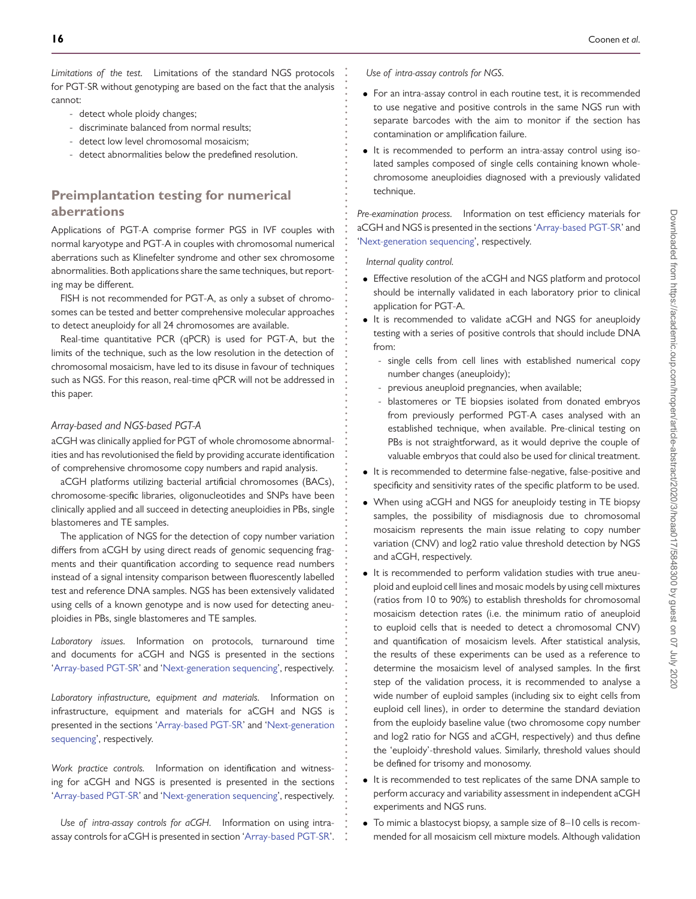*Limitations of the test.* Limitations of the standard NGS protocols for PGT-SR without genotyping are based on the fact that the analysis cannot:

- detect whole ploidy changes;
- discriminate balanced from normal results;
- detect low level chromosomal mosaicism;
- detect abnormalities below the predefined resolution.

## Preimplantation testing for numerical aberrations

Applications of PGT-A comprise former PGS in IVF couples with normal karyotype and PGT-A in couples with chromosomal numerical aberrations such as Klinefelter syndrome and other sex chromosome abnormalities. Both applications share the same techniques, but reporting may be different.

FISH is not recommended for PGT-A, as only a subset of chromosomes can be tested and better comprehensive molecular approaches to detect aneuploidy for all 24 chromosomes are available.

Real-time quantitative PCR (qPCR) is used for PGT-A, but the limits of the technique, such as the low resolution in the detection of chromosomal mosaicism, have led to its disuse in favour of techniques such as NGS. For this reason, real-time qPCR will not be addressed in this paper.

### *Array-based and NGS-based PGT-A*

aCGH was clinically applied for PGT of whole chromosome abnormalities and has revolutionised the field by providing accurate identification of comprehensive chromosome copy numbers and rapid analysis.

aCGH platforms utilizing bacterial artificial chromosomes (BACs), chromosome-specific libraries, oligonucleotides and SNPs have been clinically applied and all succeed in detecting aneuploidies in PBs, single blastomeres and TE samples.

The application of NGS for the detection of copy number variation differs from aCGH by using direct reads of genomic sequencing fragments and their quantification according to sequence read numbers instead of a signal intensity comparison between fluorescently labelled test and reference DNA samples. NGS has been extensively validated using cells of a known genotype and is now used for detecting aneuploidies in PBs, single blastomeres and TE samples.

*Laboratory issues.* Information on protocols, turnaround time and documents for aCGH and NGS is presented in the sections 'Array-based PGT-SR' and 'Next-generation sequencing', respectively.

*Laboratory infrastructure, equipment and materials.* Information on infrastructure, equipment and materials for aCGH and NGS is presented in the sections 'Array-based PGT-SR' and 'Next-generation sequencing', respectively.

*Work practice controls.* Information on identification and witnessing for aCGH and NGS is presented is presented in the sections 'Array-based PGT-SR' and 'Next-generation sequencing', respectively.

*Use of intra-assay controls for aCGH.* Information on using intra-assay controls for aCGH is presented in section 'Array-based PGT-SR'.

*Use of intra-assay controls for NGS.*

- For an intra-assay control in each routine test, it is recommended to use negative and positive controls in the same NGS run with separate barcodes with the aim to monitor if the section has contamination or amplification failure.
- It is recommended to perform an intra-assay control using isolated samples composed of single cells containing known whole-chromosome aneuploidies diagnosed with a previously validated technique.

*Pre-examination process.* Information on test efficiency materials for aCGH and NGS is presented in the sections 'Array-based PGT-SR' and 'Next-generation sequencing', respectively.

*Internal quality control.*

- Effective resolution of the aCGH and NGS platform and protocol should be internally validated in each laboratory prior to clinical application for PGT-A.
- It is recommended to validate aCGH and NGS for aneuploidy testing with a series of positive controls that should include DNA from:
  - single cells from cell lines with established numerical copy number changes (aneuploidy);
  - previous aneuploid pregnancies, when available;
  - blastomeres or TE biopsies isolated from donated embryos from previously performed PGT-A cases analysed with an established technique, when available. Pre-clinical testing on PBs is not straightforward, as it would deprive the couple of valuable embryos that could also be used for clinical treatment.
- It is recommended to determine false-negative, false-positive and specificity and sensitivity rates of the specific platform to be used.
- When using aCGH and NGS for aneuploidy testing in TE biopsy samples, the possibility of misdiagnosis due to chromosomal mosaicism represents the main issue relating to copy number variation (CNV) and log2 ratio value threshold detection by NGS and aCGH, respectively.
- It is recommended to perform validation studies with true aneuploid and euploid cell lines and mosaic models by using cell mixtures (ratios from 10 to 90%) to establish thresholds for chromosomal mosaicism detection rates (i.e. the minimum ratio of aneuploid to euploid cells that is needed to detect a chromosomal CNV) and quantification of mosaicism levels. After statistical analysis, the results of these experiments can be used as a reference to determine the mosaicism level of analysed samples. In the first step of the validation process, it is recommended to analyse a wide number of euploid samples (including six to eight cells from euploid cell lines), in order to determine the standard deviation from the euploidy baseline value (two chromosome copy number and log2 ratio for NGS and aCGH, respectively) and thus define the 'euploidy'-threshold values. Similarly, threshold values should be defined for trisomy and monosomy.
- It is recommended to test replicates of the same DNA sample to perform accuracy and variability assessment in independent aCGH experiments and NGS runs.
- To mimic a blastocyst biopsy, a sample size of 8–10 cells is recommended for all mosaicism cell mixture models. Although validation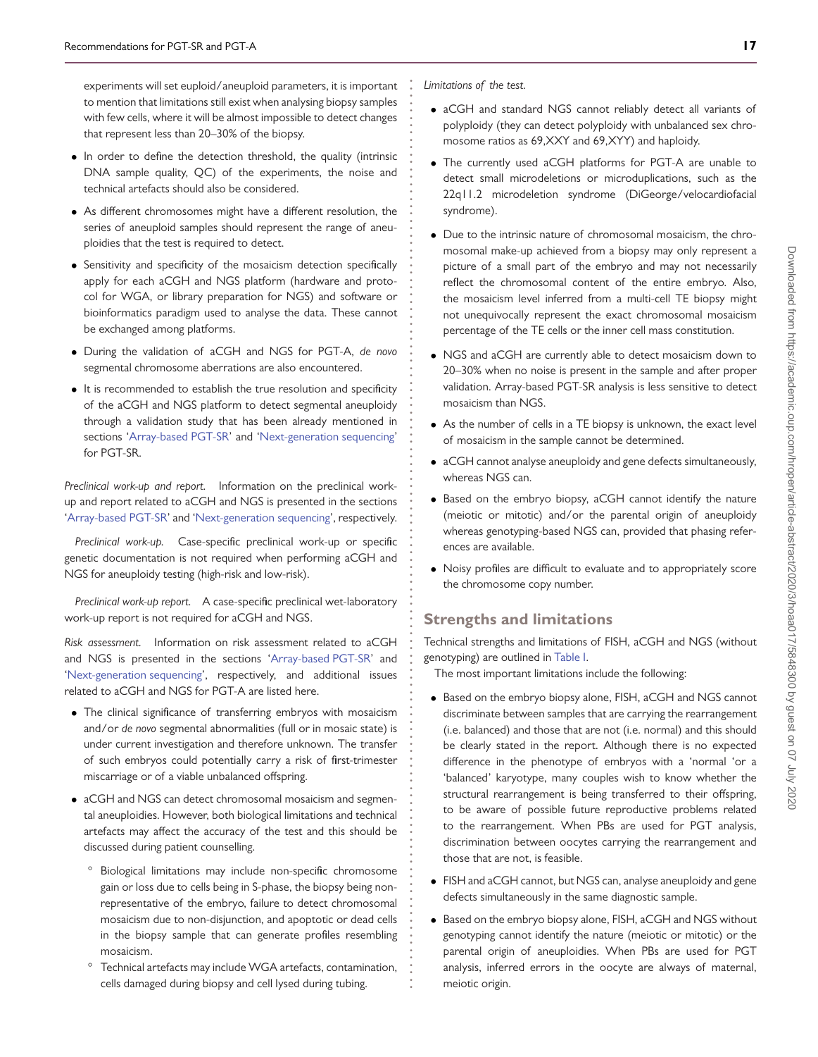experiments will set euploid/aneuploid parameters, it is important to mention that limitations still exist when analysing biopsy samples with few cells, where it will be almost impossible to detect changes that represent less than 20–30% of the biopsy.

- In order to define the detection threshold, the quality (intrinsic DNA sample quality, QC) of the experiments, the noise and technical artefacts should also be considered.
- As different chromosomes might have a different resolution, the series of aneuploid samples should represent the range of aneuploidies that the test is required to detect.
- Sensitivity and specificity of the mosaicism detection specifically apply for each aCGH and NGS platform (hardware and protocol for WGA, or library preparation for NGS) and software or bioinformatics paradigm used to analyse the data. These cannot be exchanged among platforms.
- During the validation of aCGH and NGS for PGT-A, *de novo* segmental chromosome aberrations are also encountered.
- It is recommended to establish the true resolution and specificity of the aCGH and NGS platform to detect segmental aneuploidy through a validation study that has been already mentioned in sections 'Array-based PGT-SR' and 'Next-generation sequencing' for PGT-SR.

*Preclinical work-up and report.* Information on the preclinical work-up and report related to aCGH and NGS is presented in the sections 'Array-based PGT-SR' and 'Next-generation sequencing', respectively.

*Preclinical work-up.* Case-specific preclinical work-up or specific genetic documentation is not required when performing aCGH and NGS for aneuploidy testing (high-risk and low-risk).

*Preclinical work-up report.* A case-specific preclinical wet-laboratory work-up report is not required for aCGH and NGS.

*Risk assessment.* Information on risk assessment related to aCGH and NGS is presented in the sections 'Array-based PGT-SR' and 'Next-generation sequencing', respectively, and additional issues related to aCGH and NGS for PGT-A are listed here.

- The clinical significance of transferring embryos with mosaicism and/or *de novo* segmental abnormalities (full or in mosaic state) is under current investigation and therefore unknown. The transfer of such embryos could potentially carry a risk of first-trimester miscarriage or of a viable unbalanced offspring.
- aCGH and NGS can detect chromosomal mosaicism and segmental aneuploidies. However, both biological limitations and technical artefacts may affect the accuracy of the test and this should be discussed during patient counselling.
    - Biological limitations may include non-specific chromosome gain or loss due to cells being in S-phase, the biopsy being non-representative of the embryo, failure to detect chromosomal mosaicism due to non-disjunction, and apoptotic or dead cells in the biopsy sample that can generate profiles resembling mosaicism.
    - Technical artefacts may include WGA artefacts, contamination, cells damaged during biopsy and cell lysed during tubing.

*Limitations of the test.*

- aCGH and standard NGS cannot reliably detect all variants of polyploidy (they can detect polyploidy with unbalanced sex chromosome ratios as 69,XXY and 69,XYY) and haploidy.
- The currently used aCGH platforms for PGT-A are unable to detect small microdeletions or microduplications, such as the 22q11.2 microdeletion syndrome (DiGeorge/velocardiofacial syndrome).
- Due to the intrinsic nature of chromosomal mosaicism, the chromosomal make-up achieved from a biopsy may only represent a picture of a small part of the embryo and may not necessarily reflect the chromosomal content of the entire embryo. Also, the mosaicism level inferred from a multi-cell TE biopsy might not unequivocally represent the exact chromosomal mosaicism percentage of the TE cells or the inner cell mass constitution.
- NGS and aCGH are currently able to detect mosaicism down to 20–30% when no noise is present in the sample and after proper validation. Array-based PGT-SR analysis is less sensitive to detect mosaicism than NGS.
- As the number of cells in a TE biopsy is unknown, the exact level of mosaicism in the sample cannot be determined.
- aCGH cannot analyse aneuploidy and gene defects simultaneously, whereas NGS can.
- Based on the embryo biopsy, aCGH cannot identify the nature (meiotic or mitotic) and/or the parental origin of aneuploidy whereas genotyping-based NGS can, provided that phasing references are available.
- Noisy profiles are difficult to evaluate and to appropriately score the chromosome copy number.

## Strengths and limitations

Technical strengths and limitations of FISH, aCGH and NGS (without genotyping) are outlined in Table I.

The most important limitations include the following:

- Based on the embryo biopsy alone, FISH, aCGH and NGS cannot discriminate between samples that are carrying the rearrangement (i.e. balanced) and those that are not (i.e. normal) and this should be clearly stated in the report. Although there is no expected difference in the phenotype of embryos with a 'normal 'or a 'balanced' karyotype, many couples wish to know whether the structural rearrangement is being transferred to their offspring, to be aware of possible future reproductive problems related to the rearrangement. When PBs are used for PGT analysis, discrimination between oocytes carrying the rearrangement and those that are not, is feasible.
- FISH and aCGH cannot, but NGS can, analyse aneuploidy and gene defects simultaneously in the same diagnostic sample.
- Based on the embryo biopsy alone, FISH, aCGH and NGS without genotyping cannot identify the nature (meiotic or mitotic) or the parental origin of aneuploidies. When PBs are used for PGT analysis, inferred errors in the oocyte are always of maternal, meiotic origin.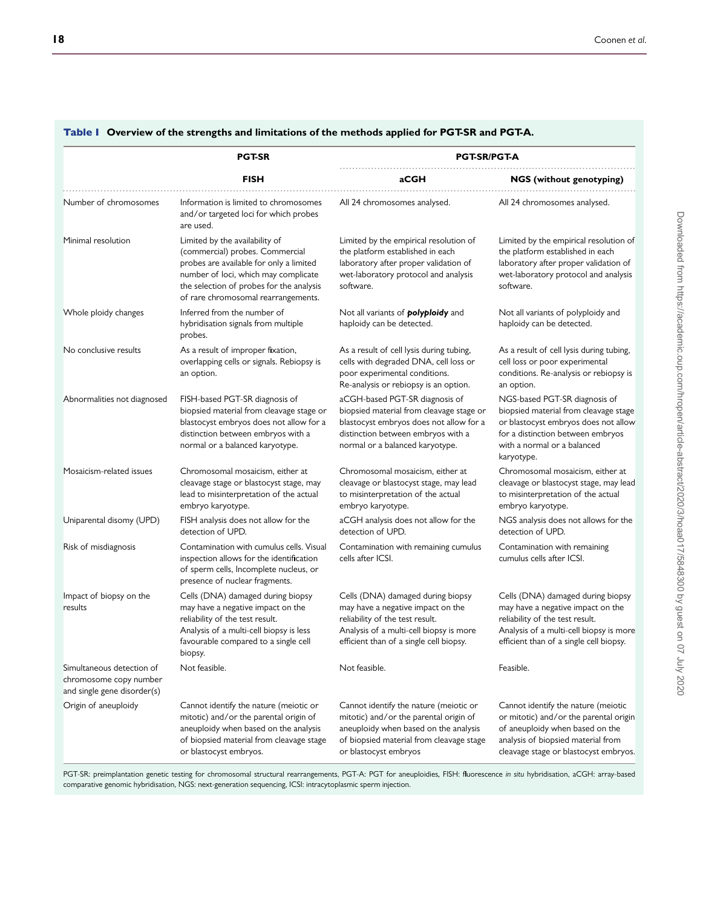**Table I Overview of the strengths and limitations of the methods applied for PGT-SR and PGT-A.**

| | PGT-SR | PGT-SR/PGT-A | |
|---|---|---|---|
| | **FISH** | **aCGH** | **NGS (without genotyping)** |
| Number of chromosomes | Information is limited to chromosomes and/or targeted loci for which probes are used. | All 24 chromosomes analysed. | All 24 chromosomes analysed. |
| Minimal resolution | Limited by the availability of (commercial) probes. Commercial probes are available for only a limited number of loci, which may complicate the selection of probes for the analysis of rare chromosomal rearrangements. | Limited by the empirical resolution of the platform established in each laboratory after proper validation of wet-laboratory protocol and analysis software. | Limited by the empirical resolution of the platform established in each laboratory after proper validation of wet-laboratory protocol and analysis software. |
| Whole ploidy changes | Inferred from the number of hybridisation signals from multiple probes. | Not all variants of ***polyploidy*** and haploidy can be detected. | Not all variants of polyploidy and haploidy can be detected. |
| No conclusive results | As a result of improper fixation, overlapping cells or signals. Rebiopsy is an option. | As a result of cell lysis during tubing, cells with degraded DNA, cell loss or poor experimental conditions. Re-analysis or rebiopsy is an option. | As a result of cell lysis during tubing, cell loss or poor experimental conditions. Re-analysis or rebiopsy is an option. |
| Abnormalities not diagnosed | FISH-based PGT-SR diagnosis of biopsied material from cleavage stage or blastocyst embryos does not allow for a distinction between embryos with a normal or a balanced karyotype. | aCGH-based PGT-SR diagnosis of biopsied material from cleavage stage or blastocyst embryos does not allow for a distinction between embryos with a normal or a balanced karyotype. | NGS-based PGT-SR diagnosis of biopsied material from cleavage stage or blastocyst embryos does not allow for a distinction between embryos with a normal or a balanced karyotype. |
| Mosaicism-related issues | Chromosomal mosaicism, either at cleavage stage or blastocyst stage, may lead to misinterpretation of the actual embryo karyotype. | Chromosomal mosaicism, either at cleavage or blastocyst stage, may lead to misinterpretation of the actual embryo karyotype. | Chromosomal mosaicism, either at cleavage or blastocyst stage, may lead to misinterpretation of the actual embryo karyotype. |
| Uniparental disomy (UPD) | FISH analysis does not allow for the detection of UPD. | aCGH analysis does not allow for the detection of UPD. | NGS analysis does not allows for the detection of UPD. |
| Risk of misdiagnosis | Contamination with cumulus cells. Visual inspection allows for the identification of sperm cells, Incomplete nucleus, or presence of nuclear fragments. | Contamination with remaining cumulus cells after ICSI. | Contamination with remaining cumulus cells after ICSI. |
| Impact of biopsy on the results | Cells (DNA) damaged during biopsy may have a negative impact on the reliability of the test result. Analysis of a multi-cell biopsy is less favourable compared to a single cell biopsy. | Cells (DNA) damaged during biopsy may have a negative impact on the reliability of the test result. Analysis of a multi-cell biopsy is more efficient than of a single cell biopsy. | Cells (DNA) damaged during biopsy may have a negative impact on the reliability of the test result. Analysis of a multi-cell biopsy is more efficient than of a single cell biopsy. |
| Simultaneous detection of chromosome copy number and single gene disorder(s) | Not feasible. | Not feasible. | Feasible. |
| Origin of aneuploidy | Cannot identify the nature (meiotic or mitotic) and/or the parental origin of aneuploidy when based on the analysis of biopsied material from cleavage stage or blastocyst embryos. | Cannot identify the nature (meiotic or mitotic) and/or the parental origin of aneuploidy when based on the analysis of biopsied material from cleavage stage or blastocyst embryos | Cannot identify the nature (meiotic or mitotic) and/or the parental origin of aneuploidy when based on the analysis of biopsied material from cleavage stage or blastocyst embryos. |

PGT-SR: preimplantation genetic testing for chromosomal structural rearrangements, PGT-A: PGT for aneuploidies, FISH: fluorescence *in situ* hybridisation, aCGH: array-based comparative genomic hybridisation, NGS: next-generation sequencing, ICSI: intracytoplasmic sperm injection.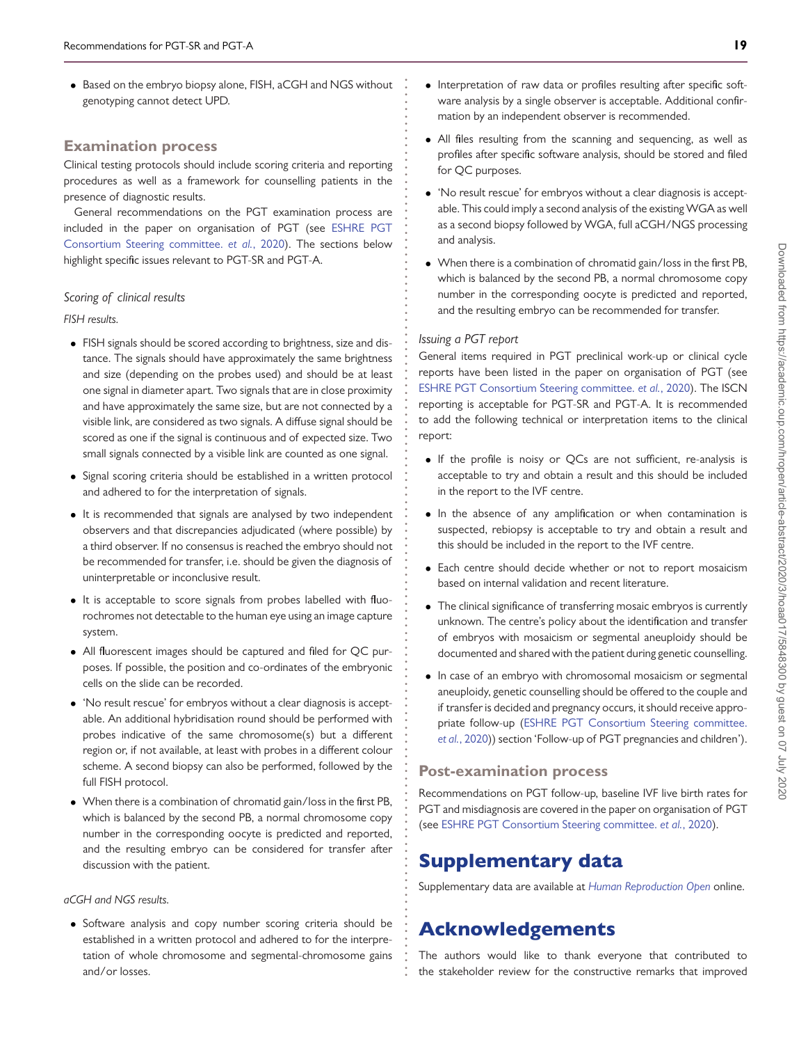- Based on the embryo biopsy alone, FISH, aCGH and NGS without genotyping cannot detect UPD.

## Examination process

Clinical testing protocols should include scoring criteria and reporting procedures as well as a framework for counselling patients in the presence of diagnostic results.

General recommendations on the PGT examination process are included in the paper on organisation of PGT (see ESHRE PGT Consortium Steering committee. *et al.*, 2020). The sections below highlight specific issues relevant to PGT-SR and PGT-A.

### *Scoring of clinical results*

*FISH results.*

- FISH signals should be scored according to brightness, size and distance. The signals should have approximately the same brightness and size (depending on the probes used) and should be at least one signal in diameter apart. Two signals that are in close proximity and have approximately the same size, but are not connected by a visible link, are considered as two signals. A diffuse signal should be scored as one if the signal is continuous and of expected size. Two small signals connected by a visible link are counted as one signal.
- Signal scoring criteria should be established in a written protocol and adhered to for the interpretation of signals.
- It is recommended that signals are analysed by two independent observers and that discrepancies adjudicated (where possible) by a third observer. If no consensus is reached the embryo should not be recommended for transfer, i.e. should be given the diagnosis of uninterpretable or inconclusive result.
- It is acceptable to score signals from probes labelled with fluorochromes not detectable to the human eye using an image capture system.
- All fluorescent images should be captured and filed for QC purposes. If possible, the position and co-ordinates of the embryonic cells on the slide can be recorded.
- 'No result rescue' for embryos without a clear diagnosis is acceptable. An additional hybridisation round should be performed with probes indicative of the same chromosome(s) but a different region or, if not available, at least with probes in a different colour scheme. A second biopsy can also be performed, followed by the full FISH protocol.
- When there is a combination of chromatid gain/loss in the first PB, which is balanced by the second PB, a normal chromosome copy number in the corresponding oocyte is predicted and reported, and the resulting embryo can be considered for transfer after discussion with the patient.

*aCGH and NGS results.*

- Software analysis and copy number scoring criteria should be established in a written protocol and adhered to for the interpretation of whole chromosome and segmental-chromosome gains and/or losses.
- Interpretation of raw data or profiles resulting after specific software analysis by a single observer is acceptable. Additional confirmation by an independent observer is recommended.
- All files resulting from the scanning and sequencing, as well as profiles after specific software analysis, should be stored and filed for QC purposes.
- 'No result rescue' for embryos without a clear diagnosis is acceptable. This could imply a second analysis of the existing WGA as well as a second biopsy followed by WGA, full aCGH/NGS processing and analysis.
- When there is a combination of chromatid gain/loss in the first PB, which is balanced by the second PB, a normal chromosome copy number in the corresponding oocyte is predicted and reported, and the resulting embryo can be recommended for transfer.

### *Issuing a PGT report*

General items required in PGT preclinical work-up or clinical cycle reports have been listed in the paper on organisation of PGT (see ESHRE PGT Consortium Steering committee. *et al.*, 2020). The ISCN reporting is acceptable for PGT-SR and PGT-A. It is recommended to add the following technical or interpretation items to the clinical report:

- If the profile is noisy or QCs are not sufficient, re-analysis is acceptable to try and obtain a result and this should be included in the report to the IVF centre.
- In the absence of any amplification or when contamination is suspected, rebiopsy is acceptable to try and obtain a result and this should be included in the report to the IVF centre.
- Each centre should decide whether or not to report mosaicism based on internal validation and recent literature.
- The clinical significance of transferring mosaic embryos is currently unknown. The centre's policy about the identification and transfer of embryos with mosaicism or segmental aneuploidy should be documented and shared with the patient during genetic counselling.
- In case of an embryo with chromosomal mosaicism or segmental aneuploidy, genetic counselling should be offered to the couple and if transfer is decided and pregnancy occurs, it should receive appropriate follow-up (ESHRE PGT Consortium Steering committee. *et al.*, 2020)) section 'Follow-up of PGT pregnancies and children').

## Post-examination process

Recommendations on PGT follow-up, baseline IVF live birth rates for PGT and misdiagnosis are covered in the paper on organisation of PGT (see ESHRE PGT Consortium Steering committee. *et al.*, 2020).

# Supplementary data

Supplementary data are available at *Human Reproduction Open* online.

# Acknowledgements

The authors would like to thank everyone that contributed to the stakeholder review for the constructive remarks that improved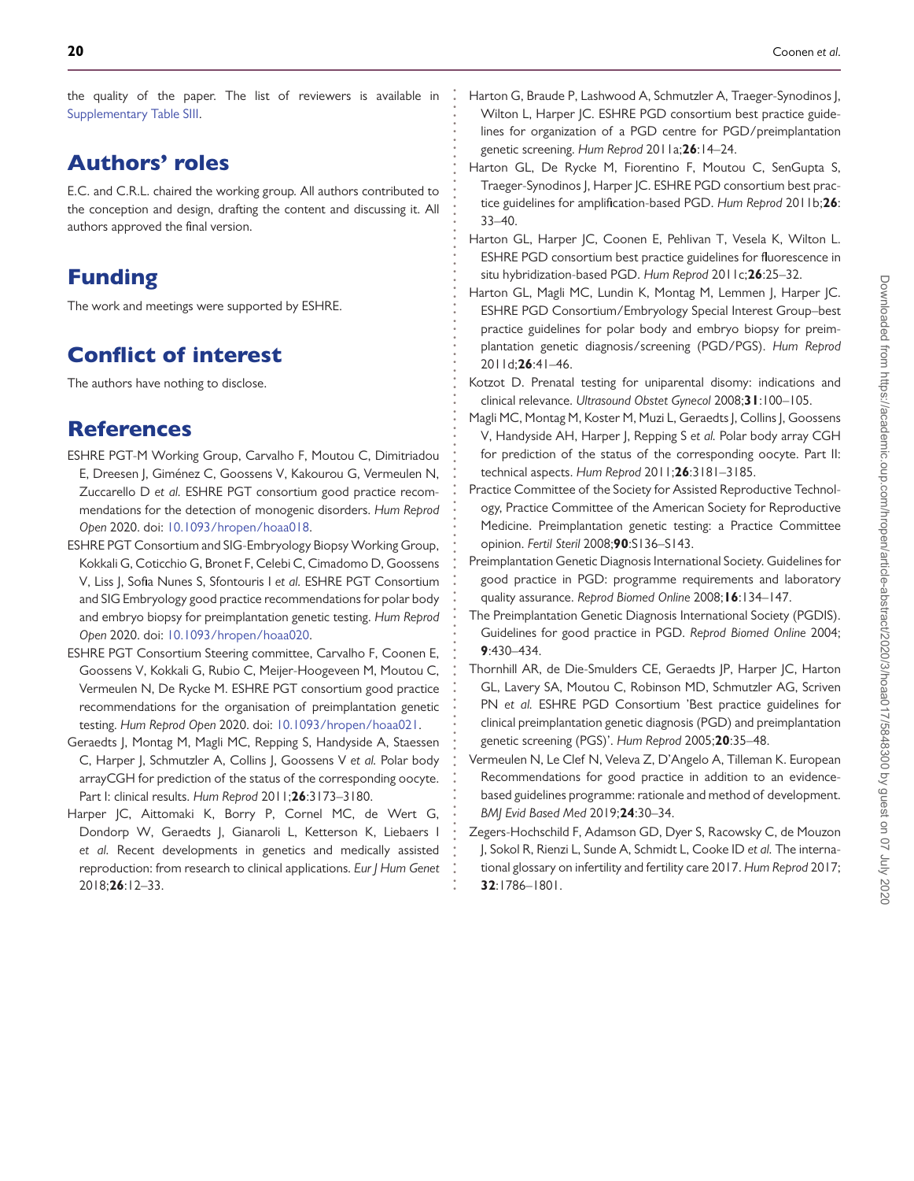the quality of the paper. The list of reviewers is available in Supplementary Table SIII.

## Authors' roles

E.C. and C.R.L. chaired the working group. All authors contributed to the conception and design, drafting the content and discussing it. All authors approved the final version.

## Funding

The work and meetings were supported by ESHRE.

## Conflict of interest

The authors have nothing to disclose.

## References

ESHRE PGT-M Working Group, Carvalho F, Moutou C, Dimitriadou E, Dreesen J, Giménez C, Goossens V, Kakourou G, Vermeulen N, Zuccarello D *et al.* ESHRE PGT consortium good practice recommendations for the detection of monogenic disorders. *Hum Reprod Open* 2020. doi: 10.1093/hropen/hoaa018.

ESHRE PGT Consortium and SIG-Embryology Biopsy Working Group, Kokkali G, Coticchio G, Bronet F, Celebi C, Cimadomo D, Goossens V, Liss J, Sofia Nunes S, Sfontouris I *et al.* ESHRE PGT Consortium and SIG Embryology good practice recommendations for polar body and embryo biopsy for preimplantation genetic testing. *Hum Reprod Open* 2020. doi: 10.1093/hropen/hoaa020.

ESHRE PGT Consortium Steering committee, Carvalho F, Coonen E, Goossens V, Kokkali G, Rubio C, Meijer-Hoogeveen M, Moutou C, Vermeulen N, De Rycke M. ESHRE PGT consortium good practice recommendations for the organisation of preimplantation genetic testing. *Hum Reprod Open* 2020. doi: 10.1093/hropen/hoaa021.

Geraedts J, Montag M, Magli MC, Repping S, Handyside A, Staessen C, Harper J, Schmutzler A, Collins J, Goossens V *et al.* Polar body arrayCGH for prediction of the status of the corresponding oocyte. Part I: clinical results. *Hum Reprod* 2011;**26**:3173–3180.

Harper JC, Aittomaki K, Borry P, Cornel MC, de Wert G, Dondorp W, Geraedts J, Gianaroli L, Ketterson K, Liebaers I *et al.* Recent developments in genetics and medically assisted reproduction: from research to clinical applications. *Eur J Hum Genet* 2018;**26**:12–33.

Harton G, Braude P, Lashwood A, Schmutzler A, Traeger-Synodinos J, Wilton L, Harper JC. ESHRE PGD consortium best practice guidelines for organization of a PGD centre for PGD/preimplantation genetic screening. *Hum Reprod* 2011a;**26**:14–24.

Harton GL, De Rycke M, Fiorentino F, Moutou C, SenGupta S, Traeger-Synodinos J, Harper JC. ESHRE PGD consortium best practice guidelines for amplification-based PGD. *Hum Reprod* 2011b;**26**:33–40.

Harton GL, Harper JC, Coonen E, Pehlivan T, Vesela K, Wilton L. ESHRE PGD consortium best practice guidelines for fluorescence in situ hybridization-based PGD. *Hum Reprod* 2011c;**26**:25–32.

Harton GL, Magli MC, Lundin K, Montag M, Lemmen J, Harper JC. ESHRE PGD Consortium/Embryology Special Interest Group–best practice guidelines for polar body and embryo biopsy for preimplantation genetic diagnosis/screening (PGD/PGS). *Hum Reprod* 2011d;**26**:41–46.

Kotzot D. Prenatal testing for uniparental disomy: indications and clinical relevance. *Ultrasound Obstet Gynecol* 2008;**31**:100–105.

Magli MC, Montag M, Koster M, Muzi L, Geraedts J, Collins J, Goossens V, Handyside AH, Harper J, Repping S *et al.* Polar body array CGH for prediction of the status of the corresponding oocyte. Part II: technical aspects. *Hum Reprod* 2011;**26**:3181–3185.

Practice Committee of the Society for Assisted Reproductive Technology, Practice Committee of the American Society for Reproductive Medicine. Preimplantation genetic testing: a Practice Committee opinion. *Fertil Steril* 2008;**90**:S136–S143.

Preimplantation Genetic Diagnosis International Society. Guidelines for good practice in PGD: programme requirements and laboratory quality assurance. *Reprod Biomed Online* 2008;**16**:134–147.

The Preimplantation Genetic Diagnosis International Society (PGDIS). Guidelines for good practice in PGD. *Reprod Biomed Online* 2004; **9**:430–434.

Thornhill AR, de Die-Smulders CE, Geraedts JP, Harper JC, Harton GL, Lavery SA, Moutou C, Robinson MD, Schmutzler AG, Scriven PN *et al.* ESHRE PGD Consortium 'Best practice guidelines for clinical preimplantation genetic diagnosis (PGD) and preimplantation genetic screening (PGS)'. *Hum Reprod* 2005;**20**:35–48.

Vermeulen N, Le Clef N, Veleva Z, D'Angelo A, Tilleman K. European Recommendations for good practice in addition to an evidence-based guidelines programme: rationale and method of development. *BMJ Evid Based Med* 2019;**24**:30–34.

Zegers-Hochschild F, Adamson GD, Dyer S, Racowsky C, de Mouzon J, Sokol R, Rienzi L, Sunde A, Schmidt L, Cooke ID *et al.* The international glossary on infertility and fertility care 2017. *Hum Reprod* 2017; **32**:1786–1801.